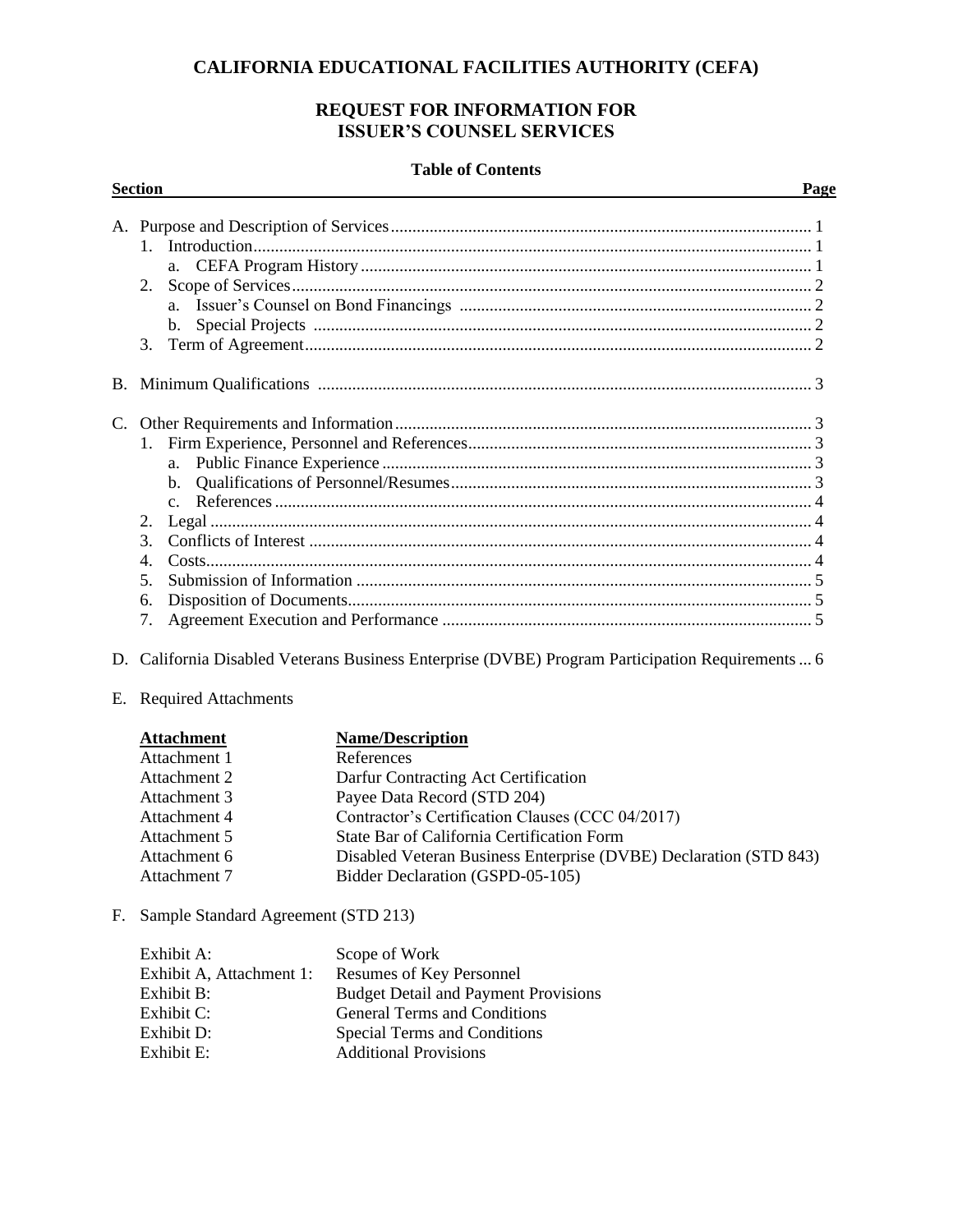# CALIFORNIA EDUCATIONAL FACILITIES AUTHORITY (CEFA)

## REQUEST FOR INFORMATION FOR ISSUER'S COUNSEL SERVICES

### Table of Contents

| Section | Page |
|---|---|
| A. Purpose and Description of Services | 1 |
| 1. Introduction | 1 |
| a. CEFA Program History | 1 |
| 2. Scope of Services | 2 |
| a. Issuer's Counsel on Bond Financings | 2 |
| b. Special Projects | 2 |
| 3. Term of Agreement | 2 |
| B. Minimum Qualifications | 3 |
| C. Other Requirements and Information | 3 |
| 1. Firm Experience, Personnel and References | 3 |
| a. Public Finance Experience | 3 |
| b. Qualifications of Personnel/Resumes | 3 |
| c. References | 4 |
| 2. Legal | 4 |
| 3. Conflicts of Interest | 4 |
| 4. Costs | 4 |
| 5. Submission of Information | 5 |
| 6. Disposition of Documents | 5 |
| 7. Agreement Execution and Performance | 5 |
| D. California Disabled Veterans Business Enterprise (DVBE) Program Participation Requirements | 6 |

E. Required Attachments

| Attachment | Name/Description |
|---|---|
| Attachment 1 | References |
| Attachment 2 | Darfur Contracting Act Certification |
| Attachment 3 | Payee Data Record (STD 204) |
| Attachment 4 | Contractor's Certification Clauses (CCC 04/2017) |
| Attachment 5 | State Bar of California Certification Form |
| Attachment 6 | Disabled Veteran Business Enterprise (DVBE) Declaration (STD 843) |
| Attachment 7 | Bidder Declaration (GSPD-05-105) |

F. Sample Standard Agreement (STD 213)

| | |
|---|---|
| Exhibit A: | Scope of Work |
| Exhibit A, Attachment 1: | Resumes of Key Personnel |
| Exhibit B: | Budget Detail and Payment Provisions |
| Exhibit C: | General Terms and Conditions |
| Exhibit D: | Special Terms and Conditions |
| Exhibit E: | Additional Provisions |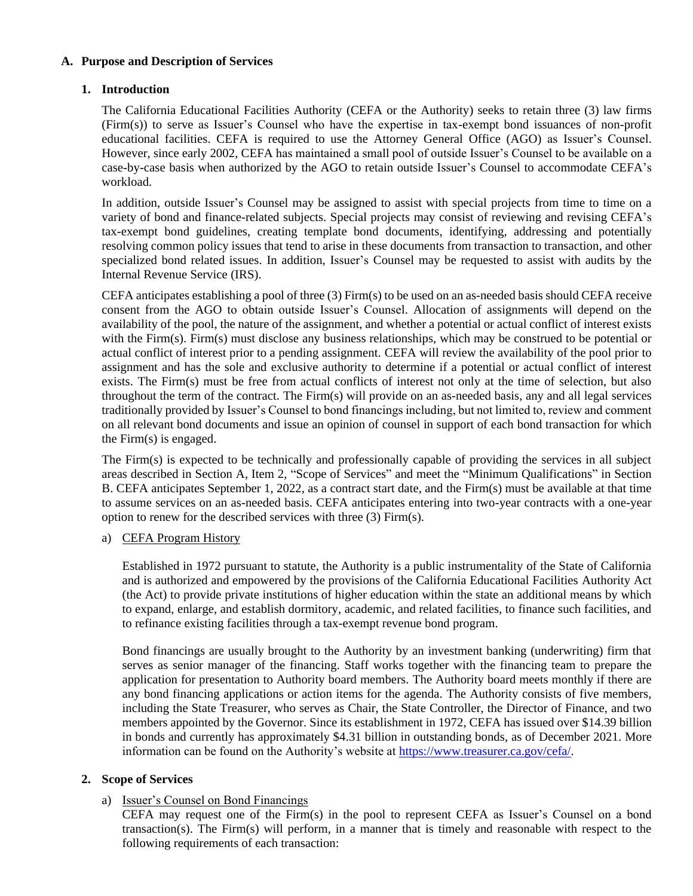## A. Purpose and Description of Services

### 1. Introduction

The California Educational Facilities Authority (CEFA or the Authority) seeks to retain three (3) law firms (Firm(s)) to serve as Issuer's Counsel who have the expertise in tax-exempt bond issuances of non-profit educational facilities. CEFA is required to use the Attorney General Office (AGO) as Issuer's Counsel. However, since early 2002, CEFA has maintained a small pool of outside Issuer's Counsel to be available on a case-by-case basis when authorized by the AGO to retain outside Issuer's Counsel to accommodate CEFA's workload.

In addition, outside Issuer's Counsel may be assigned to assist with special projects from time to time on a variety of bond and finance-related subjects. Special projects may consist of reviewing and revising CEFA's tax-exempt bond guidelines, creating template bond documents, identifying, addressing and potentially resolving common policy issues that tend to arise in these documents from transaction to transaction, and other specialized bond related issues. In addition, Issuer's Counsel may be requested to assist with audits by the Internal Revenue Service (IRS).

CEFA anticipates establishing a pool of three (3) Firm(s) to be used on an as-needed basis should CEFA receive consent from the AGO to obtain outside Issuer's Counsel. Allocation of assignments will depend on the availability of the pool, the nature of the assignment, and whether a potential or actual conflict of interest exists with the Firm(s). Firm(s) must disclose any business relationships, which may be construed to be potential or actual conflict of interest prior to a pending assignment. CEFA will review the availability of the pool prior to assignment and has the sole and exclusive authority to determine if a potential or actual conflict of interest exists. The Firm(s) must be free from actual conflicts of interest not only at the time of selection, but also throughout the term of the contract. The Firm(s) will provide on an as-needed basis, any and all legal services traditionally provided by Issuer's Counsel to bond financings including, but not limited to, review and comment on all relevant bond documents and issue an opinion of counsel in support of each bond transaction for which the Firm(s) is engaged.

The Firm(s) is expected to be technically and professionally capable of providing the services in all subject areas described in Section A, Item 2, "Scope of Services" and meet the "Minimum Qualifications" in Section B. CEFA anticipates September 1, 2022, as a contract start date, and the Firm(s) must be available at that time to assume services on an as-needed basis. CEFA anticipates entering into two-year contracts with a one-year option to renew for the described services with three (3) Firm(s).

a) CEFA Program History

Established in 1972 pursuant to statute, the Authority is a public instrumentality of the State of California and is authorized and empowered by the provisions of the California Educational Facilities Authority Act (the Act) to provide private institutions of higher education within the state an additional means by which to expand, enlarge, and establish dormitory, academic, and related facilities, to finance such facilities, and to refinance existing facilities through a tax-exempt revenue bond program.

Bond financings are usually brought to the Authority by an investment banking (underwriting) firm that serves as senior manager of the financing. Staff works together with the financing team to prepare the application for presentation to Authority board members. The Authority board meets monthly if there are any bond financing applications or action items for the agenda. The Authority consists of five members, including the State Treasurer, who serves as Chair, the State Controller, the Director of Finance, and two members appointed by the Governor. Since its establishment in 1972, CEFA has issued over $14.39 billion in bonds and currently has approximately $4.31 billion in outstanding bonds, as of December 2021. More information can be found on the Authority's website at https://www.treasurer.ca.gov/cefa/.

### 2. Scope of Services

a) Issuer's Counsel on Bond Financings

CEFA may request one of the Firm(s) in the pool to represent CEFA as Issuer's Counsel on a bond transaction(s). The Firm(s) will perform, in a manner that is timely and reasonable with respect to the following requirements of each transaction: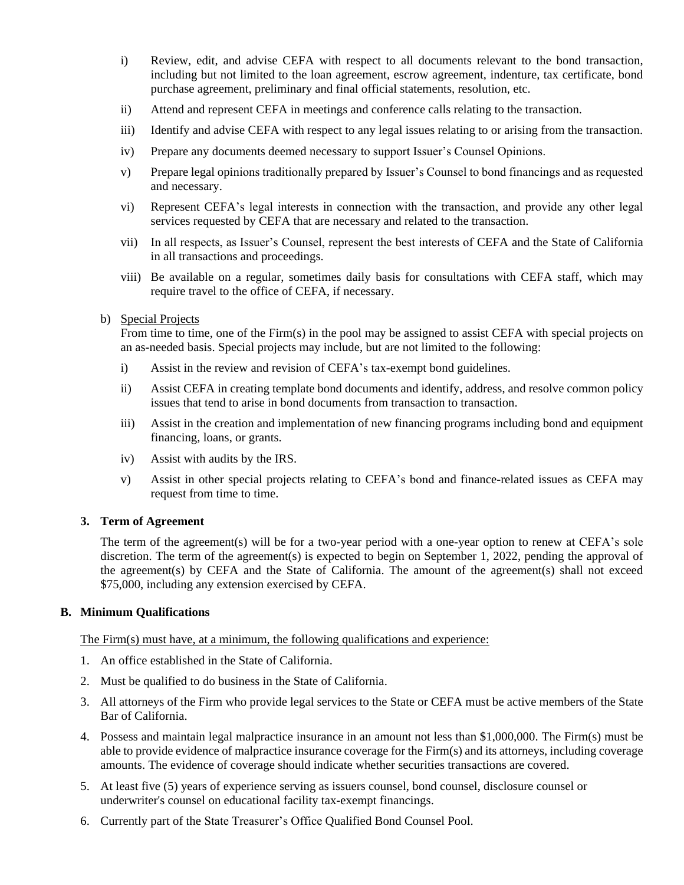i) Review, edit, and advise CEFA with respect to all documents relevant to the bond transaction, including but not limited to the loan agreement, escrow agreement, indenture, tax certificate, bond purchase agreement, preliminary and final official statements, resolution, etc.

ii) Attend and represent CEFA in meetings and conference calls relating to the transaction.

iii) Identify and advise CEFA with respect to any legal issues relating to or arising from the transaction.

iv) Prepare any documents deemed necessary to support Issuer's Counsel Opinions.

v) Prepare legal opinions traditionally prepared by Issuer's Counsel to bond financings and as requested and necessary.

vi) Represent CEFA's legal interests in connection with the transaction, and provide any other legal services requested by CEFA that are necessary and related to the transaction.

vii) In all respects, as Issuer's Counsel, represent the best interests of CEFA and the State of California in all transactions and proceedings.

viii) Be available on a regular, sometimes daily basis for consultations with CEFA staff, which may require travel to the office of CEFA, if necessary.

b) <u>Special Projects</u>

From time to time, one of the Firm(s) in the pool may be assigned to assist CEFA with special projects on an as-needed basis. Special projects may include, but are not limited to the following:

i) Assist in the review and revision of CEFA's tax-exempt bond guidelines.

ii) Assist CEFA in creating template bond documents and identify, address, and resolve common policy issues that tend to arise in bond documents from transaction to transaction.

iii) Assist in the creation and implementation of new financing programs including bond and equipment financing, loans, or grants.

iv) Assist with audits by the IRS.

v) Assist in other special projects relating to CEFA's bond and finance-related issues as CEFA may request from time to time.

**3. Term of Agreement**

The term of the agreement(s) will be for a two-year period with a one-year option to renew at CEFA's sole discretion. The term of the agreement(s) is expected to begin on September 1, 2022, pending the approval of the agreement(s) by CEFA and the State of California. The amount of the agreement(s) shall not exceed $75,000, including any extension exercised by CEFA.

**B. Minimum Qualifications**

<u>The Firm(s) must have, at a minimum, the following qualifications and experience:</u>

1. An office established in the State of California.
2. Must be qualified to do business in the State of California.
3. All attorneys of the Firm who provide legal services to the State or CEFA must be active members of the State Bar of California.
4. Possess and maintain legal malpractice insurance in an amount not less than $1,000,000. The Firm(s) must be able to provide evidence of malpractice insurance coverage for the Firm(s) and its attorneys, including coverage amounts. The evidence of coverage should indicate whether securities transactions are covered.
5. At least five (5) years of experience serving as issuers counsel, bond counsel, disclosure counsel or underwriter's counsel on educational facility tax-exempt financings.
6. Currently part of the State Treasurer's Office Qualified Bond Counsel Pool.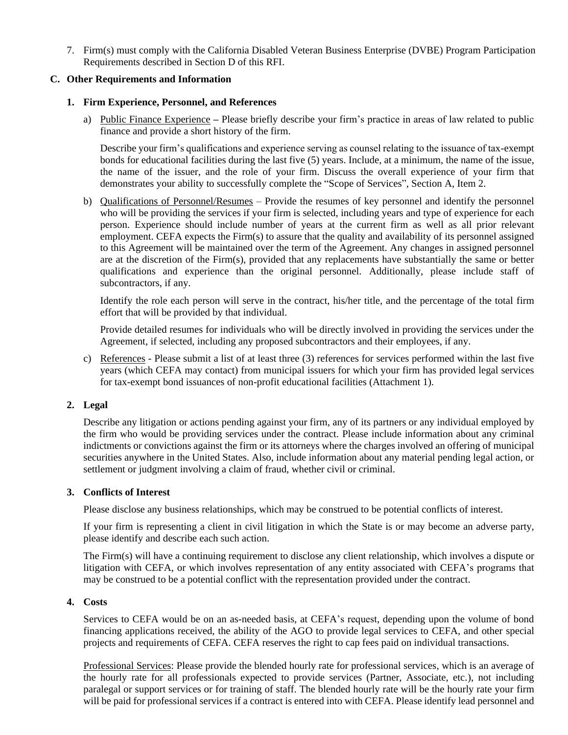7. Firm(s) must comply with the California Disabled Veteran Business Enterprise (DVBE) Program Participation Requirements described in Section D of this RFI.

## C. Other Requirements and Information

### 1. Firm Experience, Personnel, and References

a) Public Finance Experience **–** Please briefly describe your firm's practice in areas of law related to public finance and provide a short history of the firm.

   Describe your firm's qualifications and experience serving as counsel relating to the issuance of tax-exempt bonds for educational facilities during the last five (5) years. Include, at a minimum, the name of the issue, the name of the issuer, and the role of your firm. Discuss the overall experience of your firm that demonstrates your ability to successfully complete the "Scope of Services", Section A, Item 2.

b) Qualifications of Personnel/Resumes – Provide the resumes of key personnel and identify the personnel who will be providing the services if your firm is selected, including years and type of experience for each person. Experience should include number of years at the current firm as well as all prior relevant employment. CEFA expects the Firm(s) to assure that the quality and availability of its personnel assigned to this Agreement will be maintained over the term of the Agreement. Any changes in assigned personnel are at the discretion of the Firm(s), provided that any replacements have substantially the same or better qualifications and experience than the original personnel. Additionally, please include staff of subcontractors, if any.

   Identify the role each person will serve in the contract, his/her title, and the percentage of the total firm effort that will be provided by that individual.

   Provide detailed resumes for individuals who will be directly involved in providing the services under the Agreement, if selected, including any proposed subcontractors and their employees, if any.

c) References - Please submit a list of at least three (3) references for services performed within the last five years (which CEFA may contact) from municipal issuers for which your firm has provided legal services for tax-exempt bond issuances of non-profit educational facilities (Attachment 1).

### 2. Legal

Describe any litigation or actions pending against your firm, any of its partners or any individual employed by the firm who would be providing services under the contract. Please include information about any criminal indictments or convictions against the firm or its attorneys where the charges involved an offering of municipal securities anywhere in the United States. Also, include information about any material pending legal action, or settlement or judgment involving a claim of fraud, whether civil or criminal.

### 3. Conflicts of Interest

Please disclose any business relationships, which may be construed to be potential conflicts of interest.

If your firm is representing a client in civil litigation in which the State is or may become an adverse party, please identify and describe each such action.

The Firm(s) will have a continuing requirement to disclose any client relationship, which involves a dispute or litigation with CEFA, or which involves representation of any entity associated with CEFA's programs that may be construed to be a potential conflict with the representation provided under the contract.

### 4. Costs

Services to CEFA would be on an as-needed basis, at CEFA's request, depending upon the volume of bond financing applications received, the ability of the AGO to provide legal services to CEFA, and other special projects and requirements of CEFA. CEFA reserves the right to cap fees paid on individual transactions.

Professional Services: Please provide the blended hourly rate for professional services, which is an average of the hourly rate for all professionals expected to provide services (Partner, Associate, etc.), not including paralegal or support services or for training of staff. The blended hourly rate will be the hourly rate your firm will be paid for professional services if a contract is entered into with CEFA. Please identify lead personnel and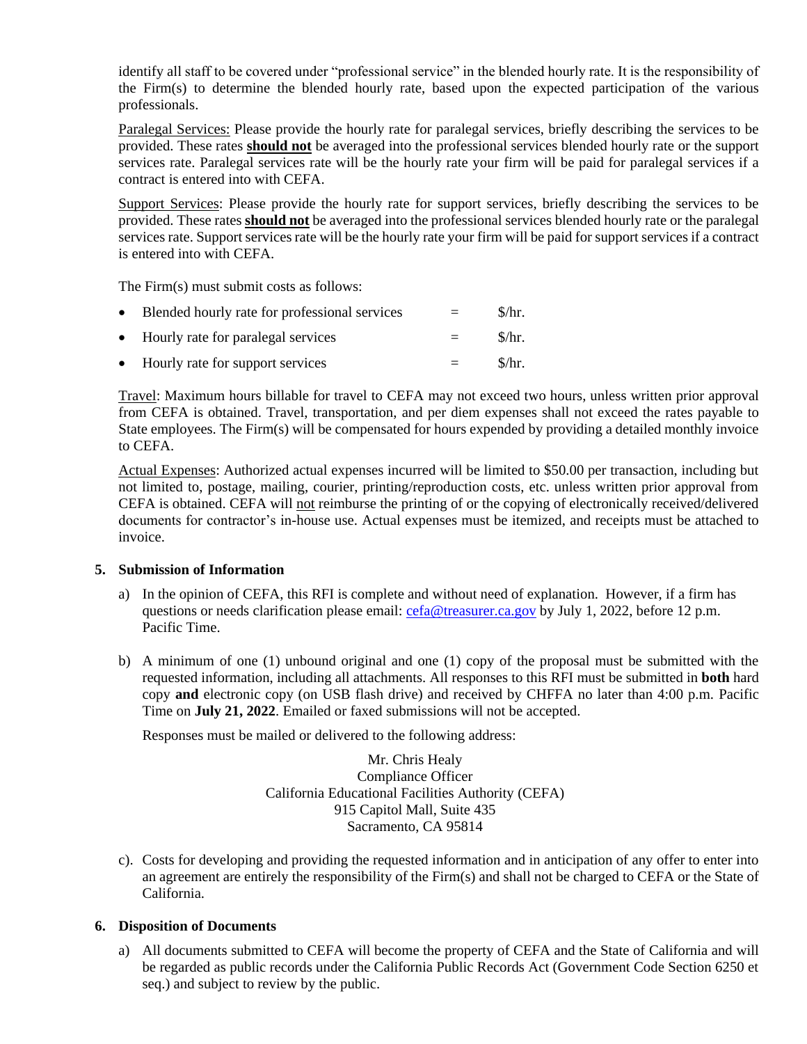identify all staff to be covered under "professional service" in the blended hourly rate. It is the responsibility of the Firm(s) to determine the blended hourly rate, based upon the expected participation of the various professionals.

Paralegal Services: Please provide the hourly rate for paralegal services, briefly describing the services to be provided. These rates **should not** be averaged into the professional services blended hourly rate or the support services rate. Paralegal services rate will be the hourly rate your firm will be paid for paralegal services if a contract is entered into with CEFA.

Support Services: Please provide the hourly rate for support services, briefly describing the services to be provided. These rates **should not** be averaged into the professional services blended hourly rate or the paralegal services rate. Support services rate will be the hourly rate your firm will be paid for support services if a contract is entered into with CEFA.

The Firm(s) must submit costs as follows:

- Blended hourly rate for professional services = $/hr.
- Hourly rate for paralegal services = $/hr.
- Hourly rate for support services = $/hr.

Travel: Maximum hours billable for travel to CEFA may not exceed two hours, unless written prior approval from CEFA is obtained. Travel, transportation, and per diem expenses shall not exceed the rates payable to State employees. The Firm(s) will be compensated for hours expended by providing a detailed monthly invoice to CEFA.

Actual Expenses: Authorized actual expenses incurred will be limited to $50.00 per transaction, including but not limited to, postage, mailing, courier, printing/reproduction costs, etc. unless written prior approval from CEFA is obtained. CEFA will not reimburse the printing of or the copying of electronically received/delivered documents for contractor's in-house use. Actual expenses must be itemized, and receipts must be attached to invoice.

**5. Submission of Information**

a) In the opinion of CEFA, this RFI is complete and without need of explanation. However, if a firm has questions or needs clarification please email: cefa@treasurer.ca.gov by July 1, 2022, before 12 p.m. Pacific Time.

b) A minimum of one (1) unbound original and one (1) copy of the proposal must be submitted with the requested information, including all attachments. All responses to this RFI must be submitted in **both** hard copy **and** electronic copy (on USB flash drive) and received by CHFFA no later than 4:00 p.m. Pacific Time on **July 21, 2022**. Emailed or faxed submissions will not be accepted.

Responses must be mailed or delivered to the following address:

Mr. Chris Healy
Compliance Officer
California Educational Facilities Authority (CEFA)
915 Capitol Mall, Suite 435
Sacramento, CA 95814

c). Costs for developing and providing the requested information and in anticipation of any offer to enter into an agreement are entirely the responsibility of the Firm(s) and shall not be charged to CEFA or the State of California.

**6. Disposition of Documents**

a) All documents submitted to CEFA will become the property of CEFA and the State of California and will be regarded as public records under the California Public Records Act (Government Code Section 6250 et seq.) and subject to review by the public.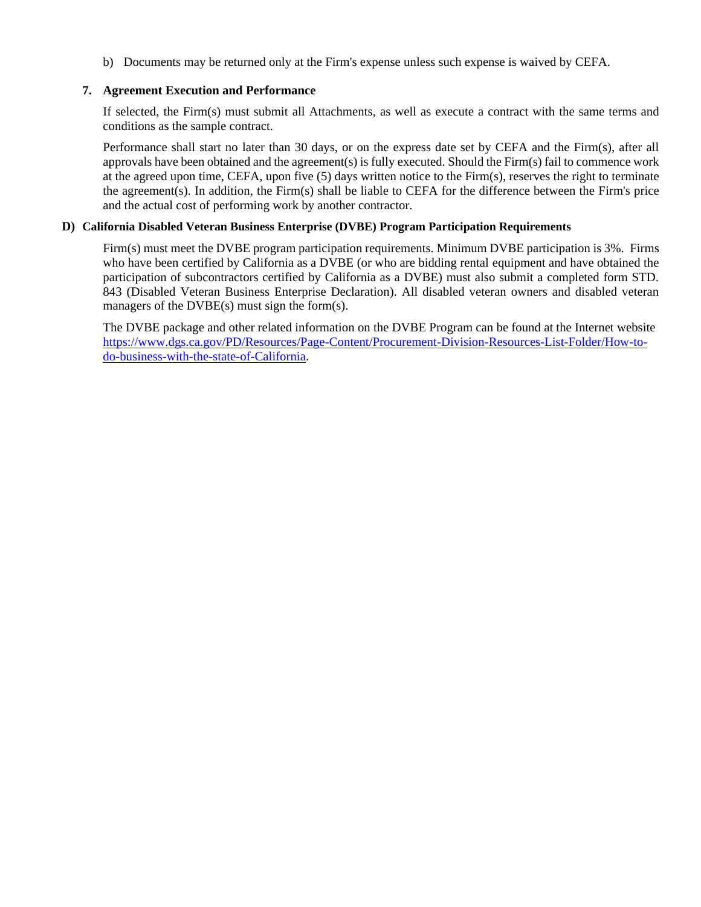b) Documents may be returned only at the Firm's expense unless such expense is waived by CEFA.

### 7. Agreement Execution and Performance

If selected, the Firm(s) must submit all Attachments, as well as execute a contract with the same terms and conditions as the sample contract.

Performance shall start no later than 30 days, or on the express date set by CEFA and the Firm(s), after all approvals have been obtained and the agreement(s) is fully executed. Should the Firm(s) fail to commence work at the agreed upon time, CEFA, upon five (5) days written notice to the Firm(s), reserves the right to terminate the agreement(s). In addition, the Firm(s) shall be liable to CEFA for the difference between the Firm's price and the actual cost of performing work by another contractor.

## D) California Disabled Veteran Business Enterprise (DVBE) Program Participation Requirements

Firm(s) must meet the DVBE program participation requirements. Minimum DVBE participation is 3%. Firms who have been certified by California as a DVBE (or who are bidding rental equipment and have obtained the participation of subcontractors certified by California as a DVBE) must also submit a completed form STD. 843 (Disabled Veteran Business Enterprise Declaration). All disabled veteran owners and disabled veteran managers of the DVBE(s) must sign the form(s).

The DVBE package and other related information on the DVBE Program can be found at the Internet website [https://www.dgs.ca.gov/PD/Resources/Page-Content/Procurement-Division-Resources-List-Folder/How-to-do-business-with-the-state-of-California](https://www.dgs.ca.gov/PD/Resources/Page-Content/Procurement-Division-Resources-List-Folder/How-to-do-business-with-the-state-of-California).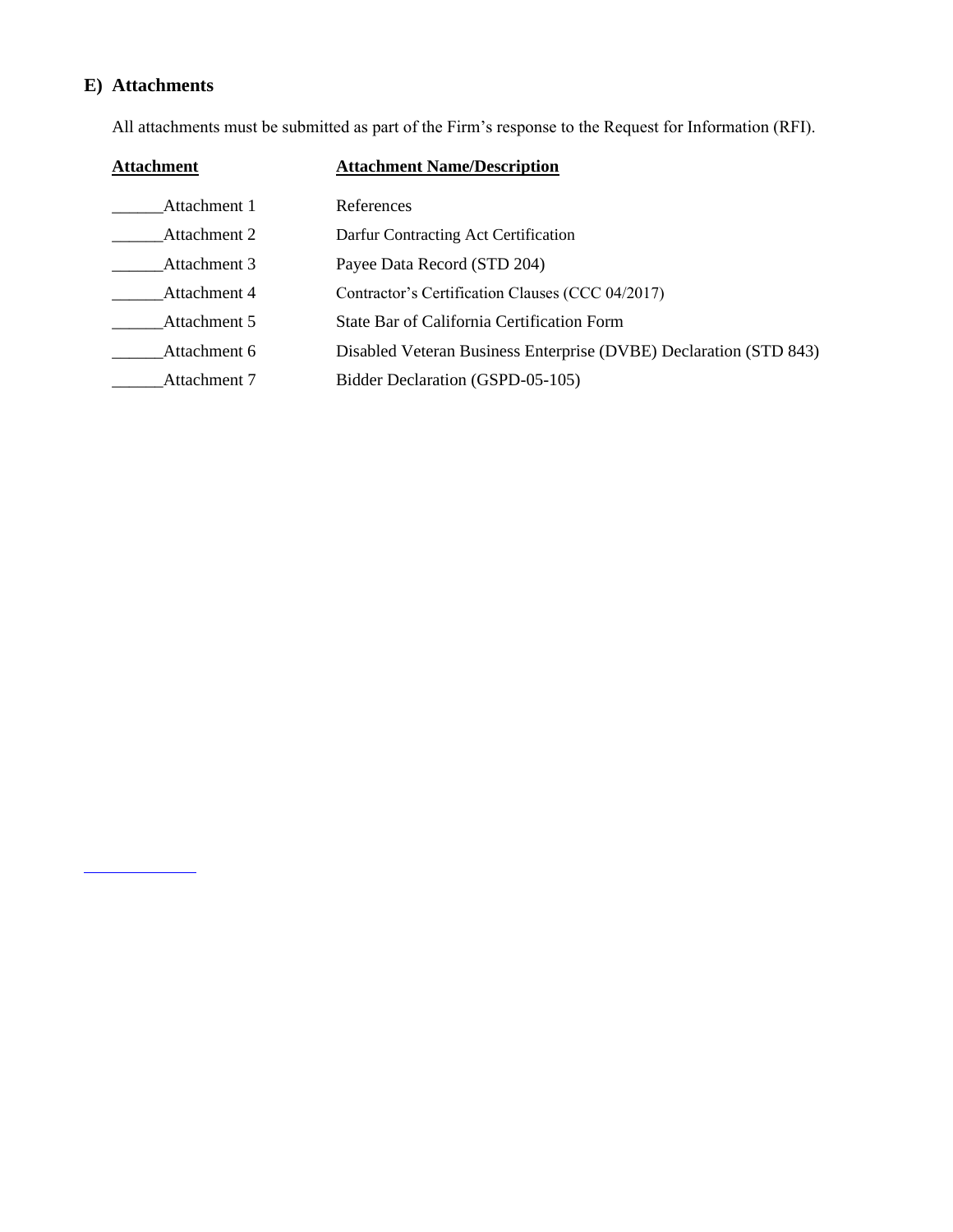## E) Attachments

All attachments must be submitted as part of the Firm's response to the Request for Information (RFI).

| Attachment | Attachment Name/Description |
|---|---|
| ______Attachment 1 | References |
| ______Attachment 2 | Darfur Contracting Act Certification |
| ______Attachment 3 | Payee Data Record (STD 204) |
| ______Attachment 4 | Contractor's Certification Clauses (CCC 04/2017) |
| ______Attachment 5 | State Bar of California Certification Form |
| ______Attachment 6 | Disabled Veteran Business Enterprise (DVBE) Declaration (STD 843) |
| ______Attachment 7 | Bidder Declaration (GSPD-05-105) |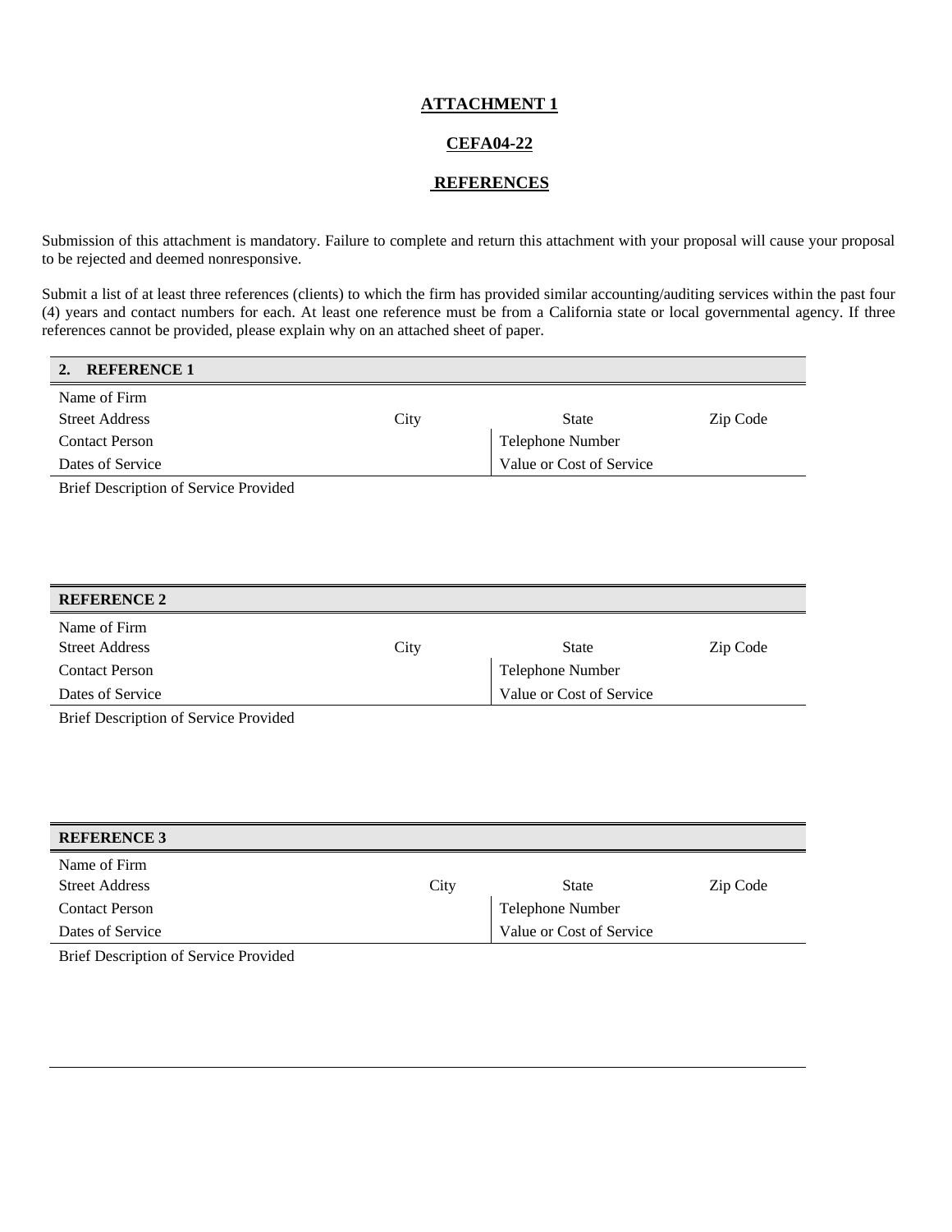**ATTACHMENT 1**

**CEFA04-22**

**REFERENCES**

Submission of this attachment is mandatory. Failure to complete and return this attachment with your proposal will cause your proposal to be rejected and deemed nonresponsive.

Submit a list of at least three references (clients) to which the firm has provided similar accounting/auditing services within the past four (4) years and contact numbers for each. At least one reference must be from a California state or local governmental agency. If three references cannot be provided, please explain why on an attached sheet of paper.

| **2. REFERENCE 1** | | | |
|---|---|---|---|
| Name of Firm | | | |
| Street Address | City | State | Zip Code |
| Contact Person | | Telephone Number | |
| Dates of Service | | Value or Cost of Service | |
| Brief Description of Service Provided | | | |

| **REFERENCE 2** | | | |
|---|---|---|---|
| Name of Firm | | | |
| Street Address | City | State | Zip Code |
| Contact Person | | Telephone Number | |
| Dates of Service | | Value or Cost of Service | |
| Brief Description of Service Provided | | | |

| **REFERENCE 3** | | | |
|---|---|---|---|
| Name of Firm | | | |
| Street Address | City | State | Zip Code |
| Contact Person | | Telephone Number | |
| Dates of Service | | Value or Cost of Service | |
| Brief Description of Service Provided | | | |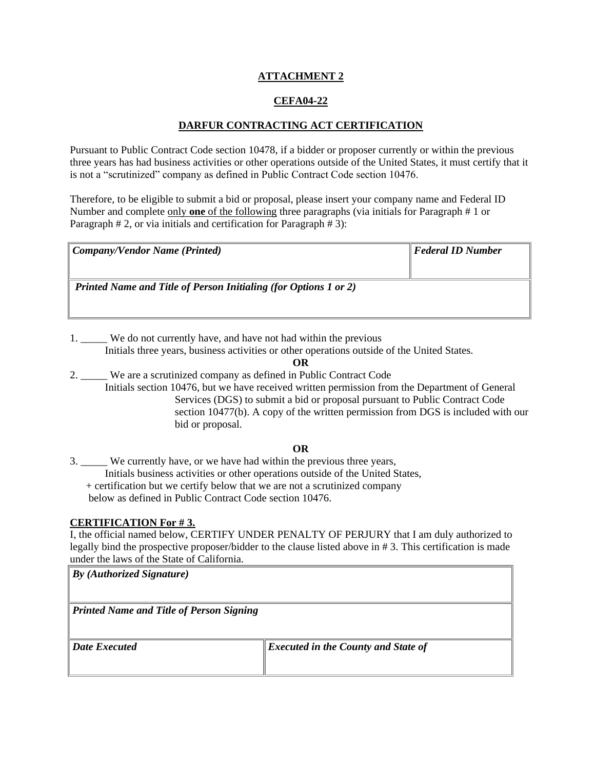**ATTACHMENT 2**

**CEFA04-22**

**DARFUR CONTRACTING ACT CERTIFICATION**

Pursuant to Public Contract Code section 10478, if a bidder or proposer currently or within the previous three years has had business activities or other operations outside of the United States, it must certify that it is not a "scrutinized" company as defined in Public Contract Code section 10476.

Therefore, to be eligible to submit a bid or proposal, please insert your company name and Federal ID Number and complete only **one** of the following three paragraphs (via initials for Paragraph # 1 or Paragraph # 2, or via initials and certification for Paragraph # 3):

| ***Company/Vendor Name (Printed)*** | ***Federal ID Number*** |
|---|---|
| ***Printed Name and Title of Person Initialing (for Options 1 or 2)*** | |

1. _____ We do not currently have, and have not had within the previous
   Initials three years, business activities or other operations outside of the United States.

**OR**

2. _____ We are a scrutinized company as defined in Public Contract Code
   Initials section 10476, but we have received written permission from the Department of General Services (DGS) to submit a bid or proposal pursuant to Public Contract Code section 10477(b). A copy of the written permission from DGS is included with our bid or proposal.

**OR**

3. _____ We currently have, or we have had within the previous three years,
   Initials business activities or other operations outside of the United States,
   + certification but we certify below that we are not a scrutinized company
   below as defined in Public Contract Code section 10476.

**CERTIFICATION For # 3.**

I, the official named below, CERTIFY UNDER PENALTY OF PERJURY that I am duly authorized to legally bind the prospective proposer/bidder to the clause listed above in # 3. This certification is made under the laws of the State of California.

| ***By (Authorized Signature)*** | |
|---|---|
| ***Printed Name and Title of Person Signing*** | |
| ***Date Executed*** | ***Executed in the County and State of*** |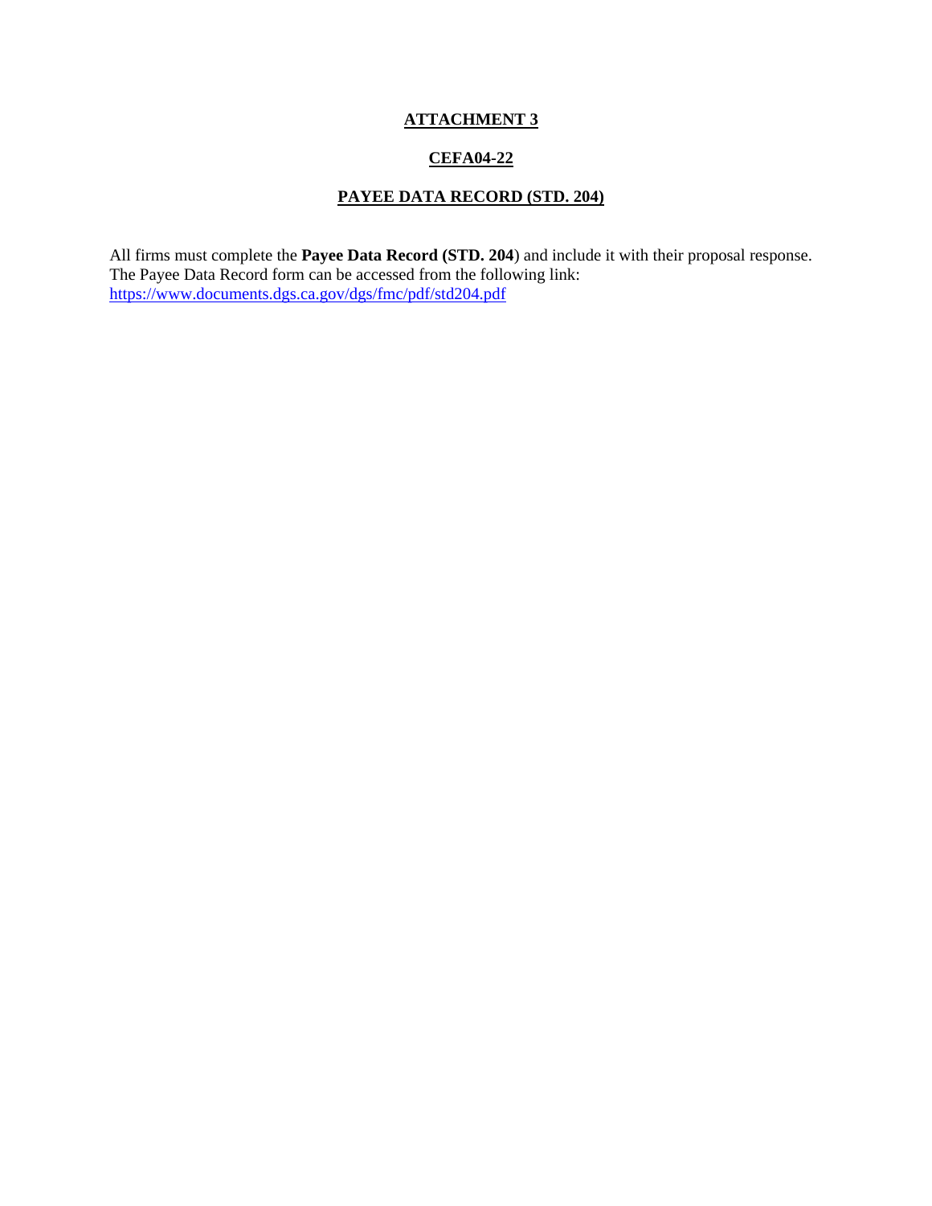# ATTACHMENT 3

## CEFA04-22

## PAYEE DATA RECORD (STD. 204)

All firms must complete the **Payee Data Record (STD. 204**) and include it with their proposal response. The Payee Data Record form can be accessed from the following link: https://www.documents.dgs.ca.gov/dgs/fmc/pdf/std204.pdf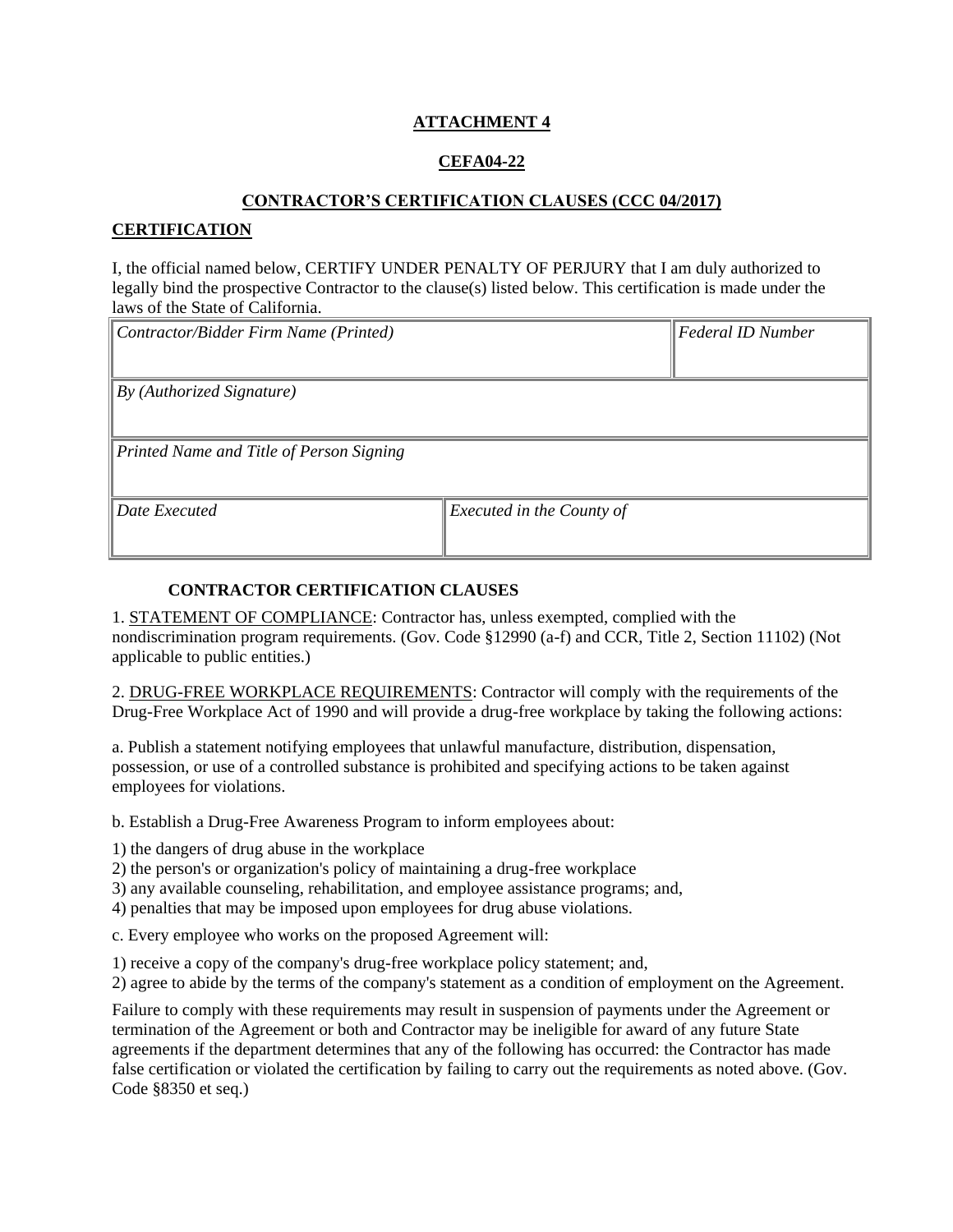**ATTACHMENT 4**

**CEFA04-22**

**CONTRACTOR'S CERTIFICATION CLAUSES (CCC 04/2017)**

**CERTIFICATION**

I, the official named below, CERTIFY UNDER PENALTY OF PERJURY that I am duly authorized to legally bind the prospective Contractor to the clause(s) listed below. This certification is made under the laws of the State of California.

| *Contractor/Bidder Firm Name (Printed)* | | *Federal ID Number* |
|---|---|---|
| *By (Authorized Signature)* | | |
| *Printed Name and Title of Person Signing* | | |
| *Date Executed* | *Executed in the County of* | |

**CONTRACTOR CERTIFICATION CLAUSES**

1. STATEMENT OF COMPLIANCE: Contractor has, unless exempted, complied with the nondiscrimination program requirements. (Gov. Code §12990 (a-f) and CCR, Title 2, Section 11102) (Not applicable to public entities.)

2. DRUG-FREE WORKPLACE REQUIREMENTS: Contractor will comply with the requirements of the Drug-Free Workplace Act of 1990 and will provide a drug-free workplace by taking the following actions:

a. Publish a statement notifying employees that unlawful manufacture, distribution, dispensation, possession, or use of a controlled substance is prohibited and specifying actions to be taken against employees for violations.

b. Establish a Drug-Free Awareness Program to inform employees about:

1) the dangers of drug abuse in the workplace
2) the person's or organization's policy of maintaining a drug-free workplace
3) any available counseling, rehabilitation, and employee assistance programs; and,
4) penalties that may be imposed upon employees for drug abuse violations.

c. Every employee who works on the proposed Agreement will:

1) receive a copy of the company's drug-free workplace policy statement; and,
2) agree to abide by the terms of the company's statement as a condition of employment on the Agreement.

Failure to comply with these requirements may result in suspension of payments under the Agreement or termination of the Agreement or both and Contractor may be ineligible for award of any future State agreements if the department determines that any of the following has occurred: the Contractor has made false certification or violated the certification by failing to carry out the requirements as noted above. (Gov. Code §8350 et seq.)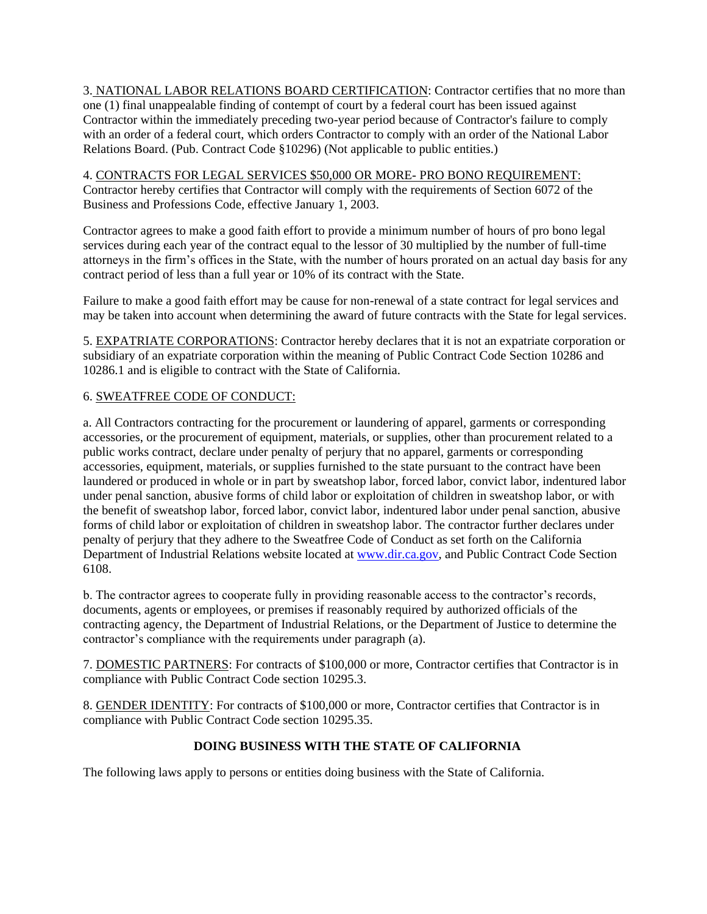3. NATIONAL LABOR RELATIONS BOARD CERTIFICATION: Contractor certifies that no more than one (1) final unappealable finding of contempt of court by a federal court has been issued against Contractor within the immediately preceding two-year period because of Contractor's failure to comply with an order of a federal court, which orders Contractor to comply with an order of the National Labor Relations Board. (Pub. Contract Code §10296) (Not applicable to public entities.)

4. CONTRACTS FOR LEGAL SERVICES $50,000 OR MORE- PRO BONO REQUIREMENT: Contractor hereby certifies that Contractor will comply with the requirements of Section 6072 of the Business and Professions Code, effective January 1, 2003.

Contractor agrees to make a good faith effort to provide a minimum number of hours of pro bono legal services during each year of the contract equal to the lessor of 30 multiplied by the number of full-time attorneys in the firm's offices in the State, with the number of hours prorated on an actual day basis for any contract period of less than a full year or 10% of its contract with the State.

Failure to make a good faith effort may be cause for non-renewal of a state contract for legal services and may be taken into account when determining the award of future contracts with the State for legal services.

5. EXPATRIATE CORPORATIONS: Contractor hereby declares that it is not an expatriate corporation or subsidiary of an expatriate corporation within the meaning of Public Contract Code Section 10286 and 10286.1 and is eligible to contract with the State of California.

6. SWEATFREE CODE OF CONDUCT:

a. All Contractors contracting for the procurement or laundering of apparel, garments or corresponding accessories, or the procurement of equipment, materials, or supplies, other than procurement related to a public works contract, declare under penalty of perjury that no apparel, garments or corresponding accessories, equipment, materials, or supplies furnished to the state pursuant to the contract have been laundered or produced in whole or in part by sweatshop labor, forced labor, convict labor, indentured labor under penal sanction, abusive forms of child labor or exploitation of children in sweatshop labor, or with the benefit of sweatshop labor, forced labor, convict labor, indentured labor under penal sanction, abusive forms of child labor or exploitation of children in sweatshop labor. The contractor further declares under penalty of perjury that they adhere to the Sweatfree Code of Conduct as set forth on the California Department of Industrial Relations website located at www.dir.ca.gov, and Public Contract Code Section 6108.

b. The contractor agrees to cooperate fully in providing reasonable access to the contractor's records, documents, agents or employees, or premises if reasonably required by authorized officials of the contracting agency, the Department of Industrial Relations, or the Department of Justice to determine the contractor's compliance with the requirements under paragraph (a).

7. DOMESTIC PARTNERS: For contracts of $100,000 or more, Contractor certifies that Contractor is in compliance with Public Contract Code section 10295.3.

8. GENDER IDENTITY: For contracts of $100,000 or more, Contractor certifies that Contractor is in compliance with Public Contract Code section 10295.35.

**DOING BUSINESS WITH THE STATE OF CALIFORNIA**

The following laws apply to persons or entities doing business with the State of California.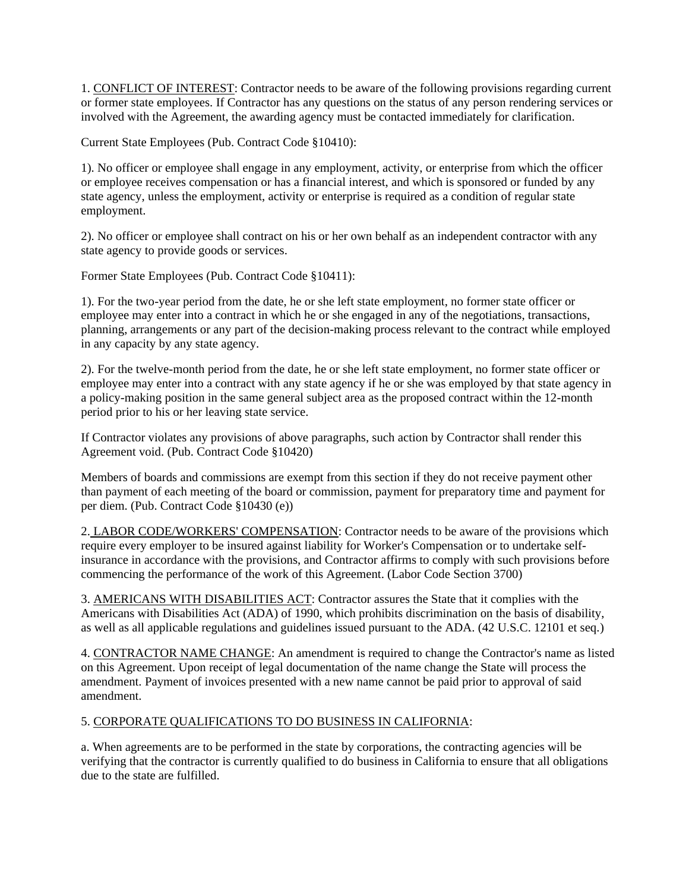1. <u>CONFLICT OF INTEREST</u>: Contractor needs to be aware of the following provisions regarding current or former state employees. If Contractor has any questions on the status of any person rendering services or involved with the Agreement, the awarding agency must be contacted immediately for clarification.

Current State Employees (Pub. Contract Code §10410):

1). No officer or employee shall engage in any employment, activity, or enterprise from which the officer or employee receives compensation or has a financial interest, and which is sponsored or funded by any state agency, unless the employment, activity or enterprise is required as a condition of regular state employment.

2). No officer or employee shall contract on his or her own behalf as an independent contractor with any state agency to provide goods or services.

Former State Employees (Pub. Contract Code §10411):

1). For the two-year period from the date, he or she left state employment, no former state officer or employee may enter into a contract in which he or she engaged in any of the negotiations, transactions, planning, arrangements or any part of the decision-making process relevant to the contract while employed in any capacity by any state agency.

2). For the twelve-month period from the date, he or she left state employment, no former state officer or employee may enter into a contract with any state agency if he or she was employed by that state agency in a policy-making position in the same general subject area as the proposed contract within the 12-month period prior to his or her leaving state service.

If Contractor violates any provisions of above paragraphs, such action by Contractor shall render this Agreement void. (Pub. Contract Code §10420)

Members of boards and commissions are exempt from this section if they do not receive payment other than payment of each meeting of the board or commission, payment for preparatory time and payment for per diem. (Pub. Contract Code §10430 (e))

2. <u>LABOR CODE/WORKERS' COMPENSATION</u>: Contractor needs to be aware of the provisions which require every employer to be insured against liability for Worker's Compensation or to undertake self-insurance in accordance with the provisions, and Contractor affirms to comply with such provisions before commencing the performance of the work of this Agreement. (Labor Code Section 3700)

3. <u>AMERICANS WITH DISABILITIES ACT</u>: Contractor assures the State that it complies with the Americans with Disabilities Act (ADA) of 1990, which prohibits discrimination on the basis of disability, as well as all applicable regulations and guidelines issued pursuant to the ADA. (42 U.S.C. 12101 et seq.)

4. <u>CONTRACTOR NAME CHANGE</u>: An amendment is required to change the Contractor's name as listed on this Agreement. Upon receipt of legal documentation of the name change the State will process the amendment. Payment of invoices presented with a new name cannot be paid prior to approval of said amendment.

5. <u>CORPORATE QUALIFICATIONS TO DO BUSINESS IN CALIFORNIA</u>:

a. When agreements are to be performed in the state by corporations, the contracting agencies will be verifying that the contractor is currently qualified to do business in California to ensure that all obligations due to the state are fulfilled.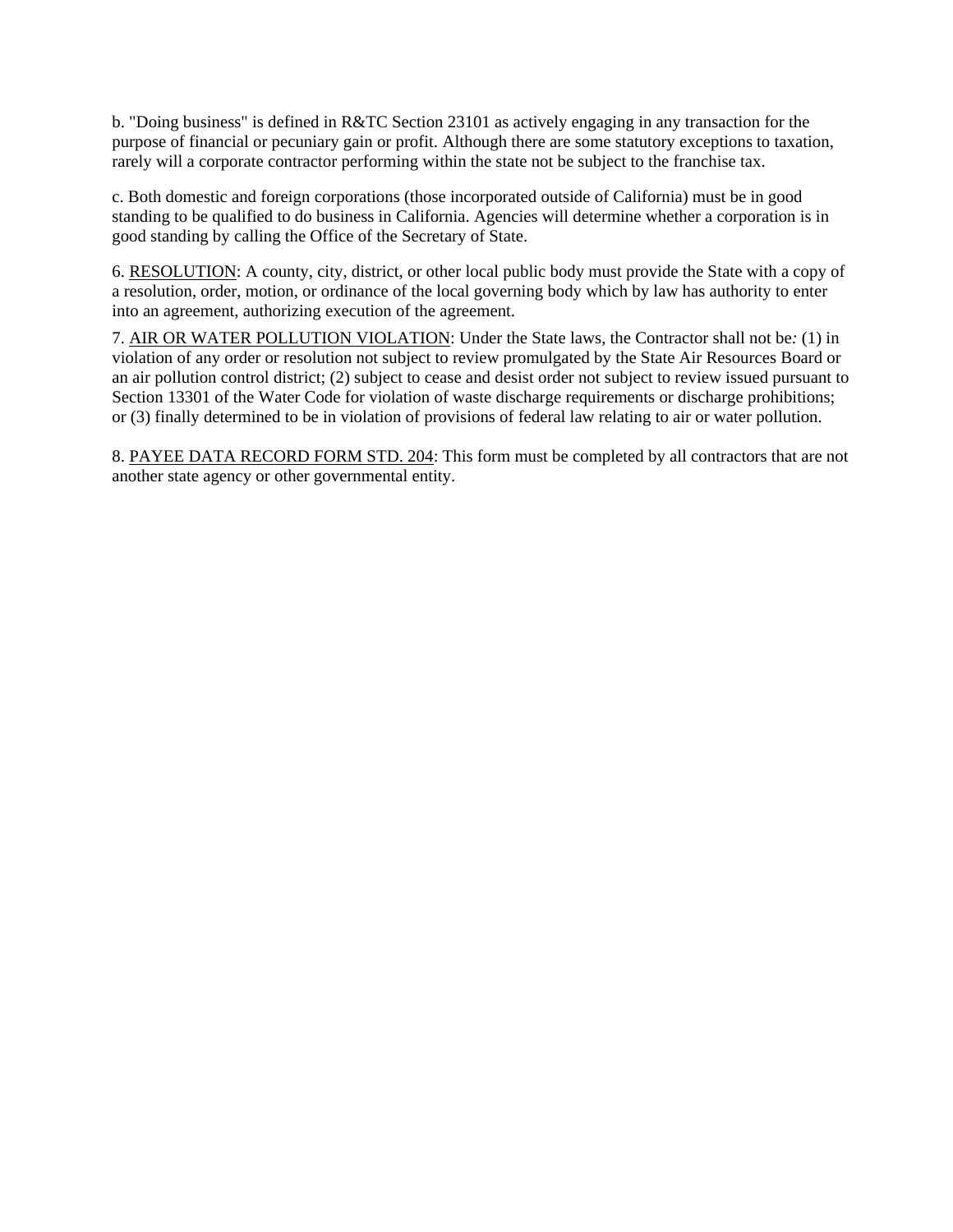b. "Doing business" is defined in R&TC Section 23101 as actively engaging in any transaction for the purpose of financial or pecuniary gain or profit. Although there are some statutory exceptions to taxation, rarely will a corporate contractor performing within the state not be subject to the franchise tax.

c. Both domestic and foreign corporations (those incorporated outside of California) must be in good standing to be qualified to do business in California. Agencies will determine whether a corporation is in good standing by calling the Office of the Secretary of State.

6. <u>RESOLUTION</u>: A county, city, district, or other local public body must provide the State with a copy of a resolution, order, motion, or ordinance of the local governing body which by law has authority to enter into an agreement, authorizing execution of the agreement.

7. <u>AIR OR WATER POLLUTION VIOLATION</u>: Under the State laws, the Contractor shall not be*:* (1) in violation of any order or resolution not subject to review promulgated by the State Air Resources Board or an air pollution control district; (2) subject to cease and desist order not subject to review issued pursuant to Section 13301 of the Water Code for violation of waste discharge requirements or discharge prohibitions; or (3) finally determined to be in violation of provisions of federal law relating to air or water pollution.

8. <u>PAYEE DATA RECORD FORM STD. 204</u>: This form must be completed by all contractors that are not another state agency or other governmental entity.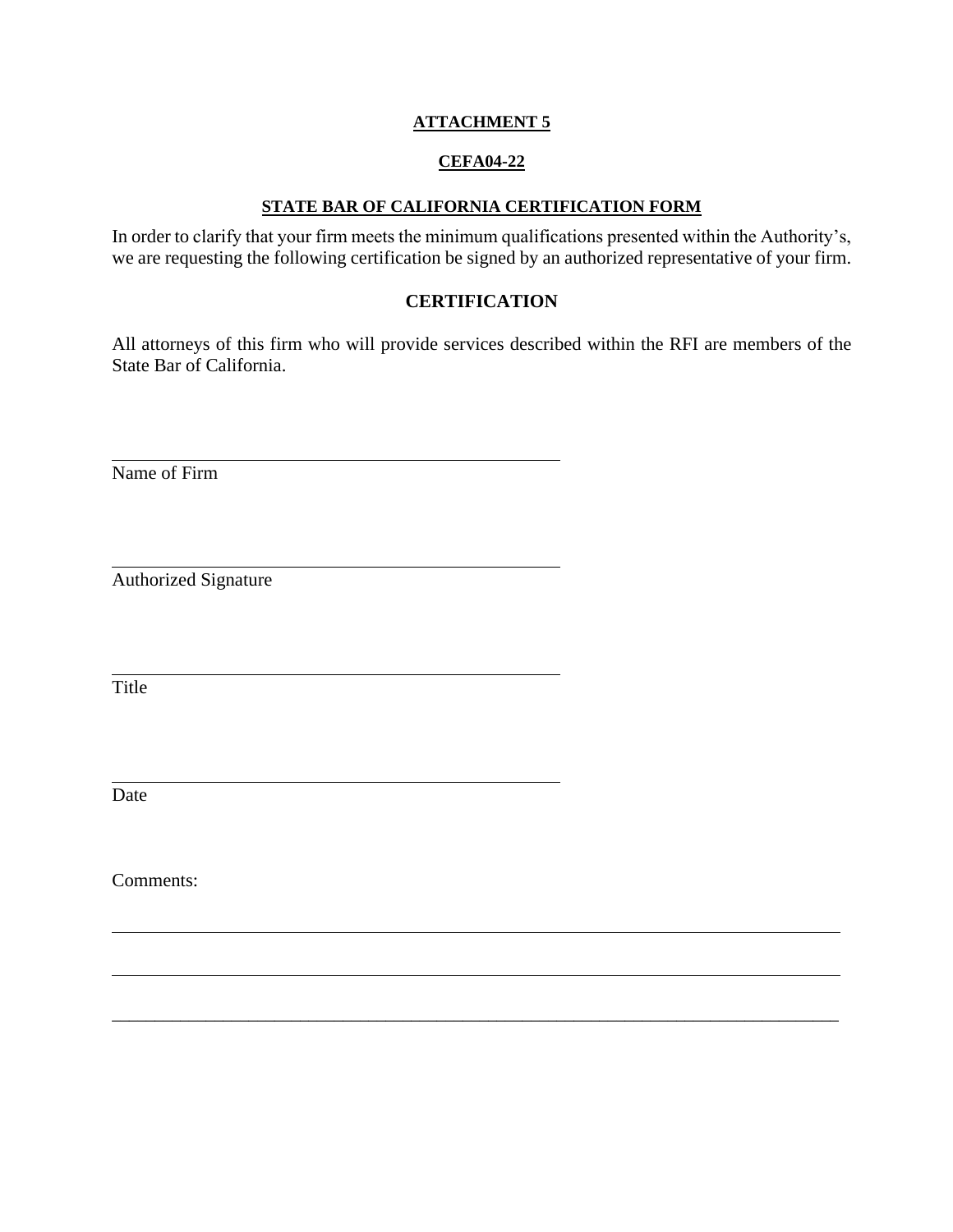**ATTACHMENT 5**

**CEFA04-22**

**STATE BAR OF CALIFORNIA CERTIFICATION FORM**

In order to clarify that your firm meets the minimum qualifications presented within the Authority's, we are requesting the following certification be signed by an authorized representative of your firm.

**CERTIFICATION**

All attorneys of this firm who will provide services described within the RFI are members of the State Bar of California.

\_\_\_\_\_\_\_\_\_\_\_\_\_\_\_\_\_\_\_\_\_\_\_\_\_\_\_\_\_\_\_\_\_\_\_\_\_\_\_\_

Name of Firm

\_\_\_\_\_\_\_\_\_\_\_\_\_\_\_\_\_\_\_\_\_\_\_\_\_\_\_\_\_\_\_\_\_\_\_\_\_\_\_\_

Authorized Signature

\_\_\_\_\_\_\_\_\_\_\_\_\_\_\_\_\_\_\_\_\_\_\_\_\_\_\_\_\_\_\_\_\_\_\_\_\_\_\_\_

Title

\_\_\_\_\_\_\_\_\_\_\_\_\_\_\_\_\_\_\_\_\_\_\_\_\_\_\_\_\_\_\_\_\_\_\_\_\_\_\_\_

Date

Comments:

\_\_\_\_\_\_\_\_\_\_\_\_\_\_\_\_\_\_\_\_\_\_\_\_\_\_\_\_\_\_\_\_\_\_\_\_\_\_\_\_\_\_\_\_\_\_\_\_\_\_\_\_\_\_\_\_\_\_\_\_\_\_\_\_\_\_\_\_\_\_\_\_\_\_\_\_\_\_

\_\_\_\_\_\_\_\_\_\_\_\_\_\_\_\_\_\_\_\_\_\_\_\_\_\_\_\_\_\_\_\_\_\_\_\_\_\_\_\_\_\_\_\_\_\_\_\_\_\_\_\_\_\_\_\_\_\_\_\_\_\_\_\_\_\_\_\_\_\_\_\_\_\_\_\_\_\_

\_\_\_\_\_\_\_\_\_\_\_\_\_\_\_\_\_\_\_\_\_\_\_\_\_\_\_\_\_\_\_\_\_\_\_\_\_\_\_\_\_\_\_\_\_\_\_\_\_\_\_\_\_\_\_\_\_\_\_\_\_\_\_\_\_\_\_\_\_\_\_\_\_\_\_\_\_\_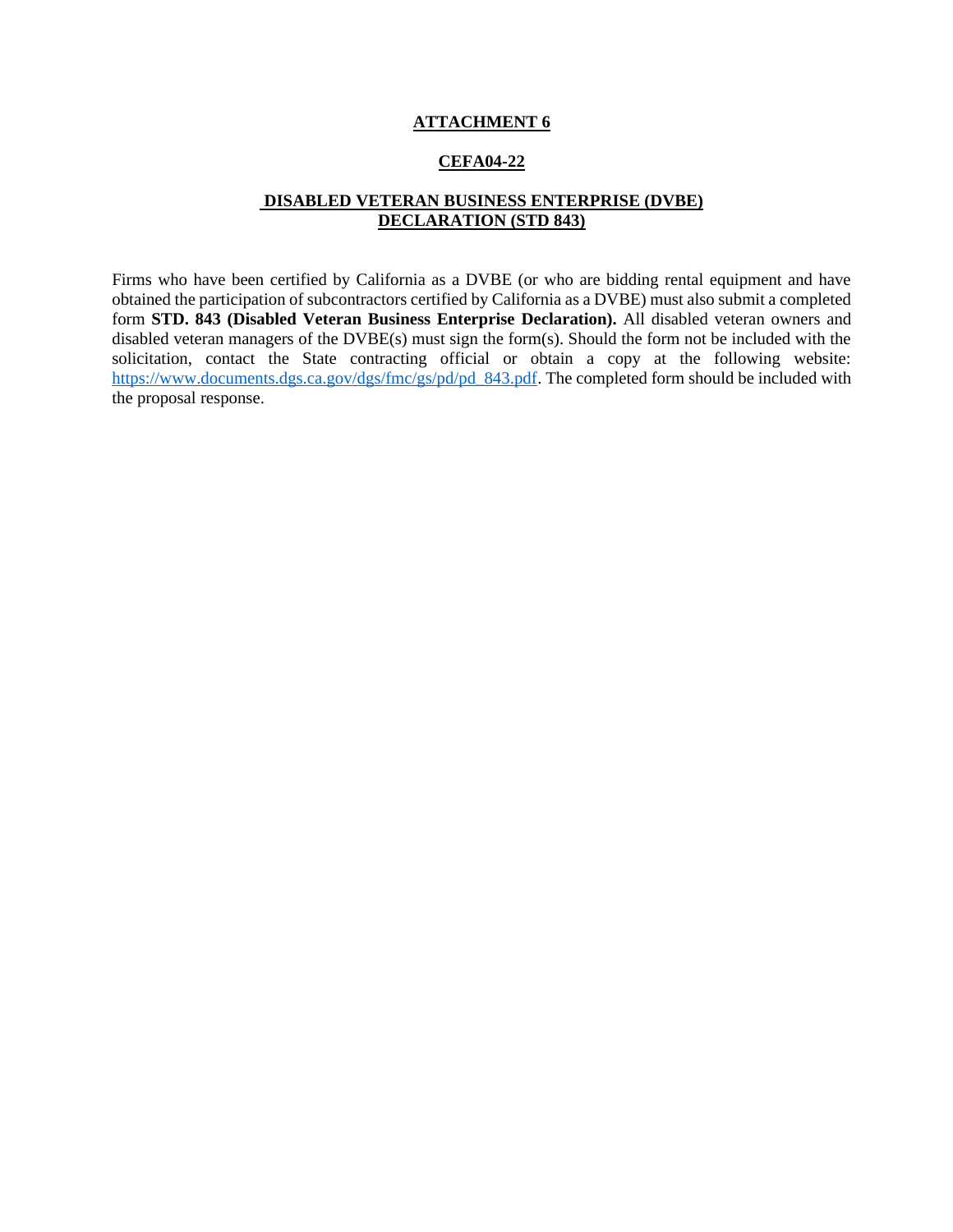**ATTACHMENT 6**

**CEFA04-22**

**DISABLED VETERAN BUSINESS ENTERPRISE (DVBE) DECLARATION (STD 843)**

Firms who have been certified by California as a DVBE (or who are bidding rental equipment and have obtained the participation of subcontractors certified by California as a DVBE) must also submit a completed form **STD. 843 (Disabled Veteran Business Enterprise Declaration).** All disabled veteran owners and disabled veteran managers of the DVBE(s) must sign the form(s). Should the form not be included with the solicitation, contact the State contracting official or obtain a copy at the following website: https://www.documents.dgs.ca.gov/dgs/fmc/gs/pd/pd_843.pdf. The completed form should be included with the proposal response.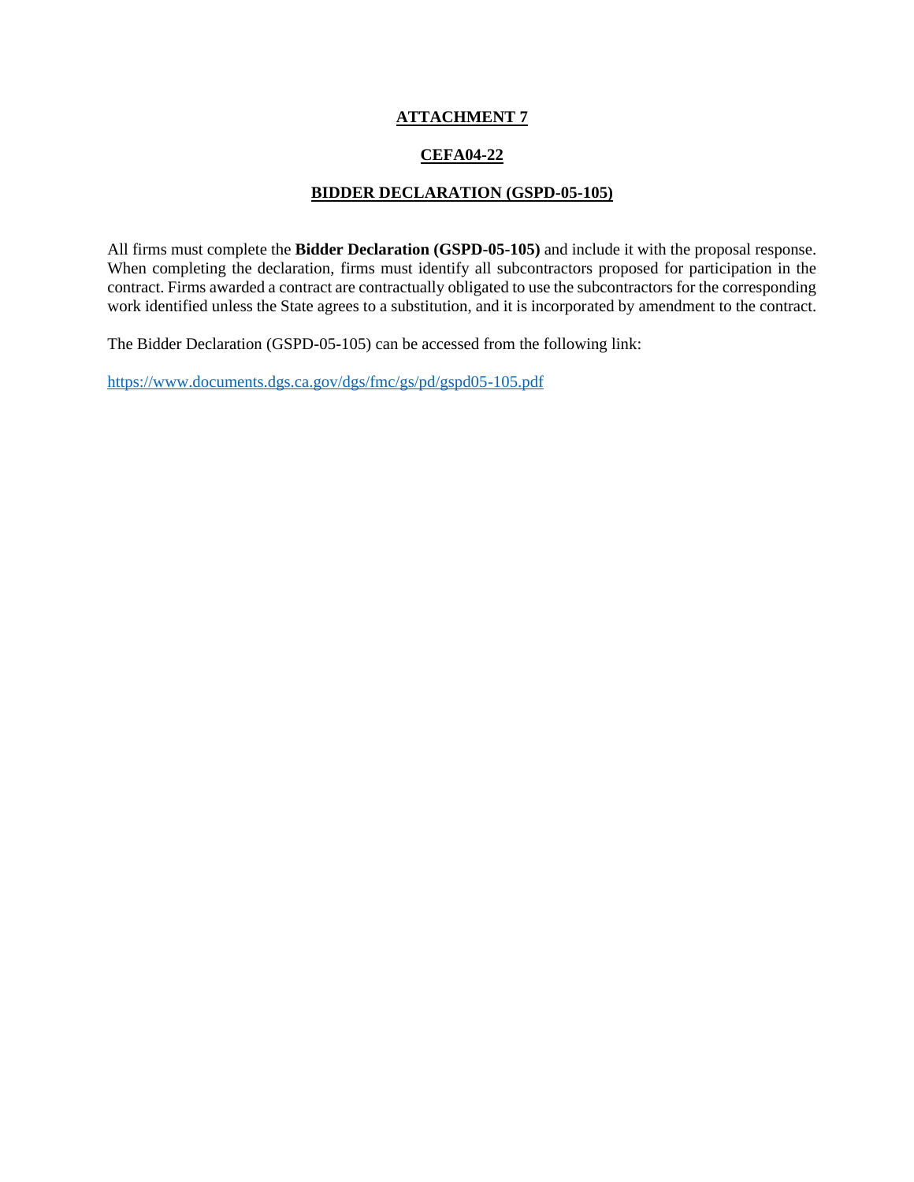# ATTACHMENT 7

## CEFA04-22

## BIDDER DECLARATION (GSPD-05-105)

All firms must complete the **Bidder Declaration (GSPD-05-105)** and include it with the proposal response. When completing the declaration, firms must identify all subcontractors proposed for participation in the contract. Firms awarded a contract are contractually obligated to use the subcontractors for the corresponding work identified unless the State agrees to a substitution, and it is incorporated by amendment to the contract.

The Bidder Declaration (GSPD-05-105) can be accessed from the following link:

https://www.documents.dgs.ca.gov/dgs/fmc/gs/pd/gspd05-105.pdf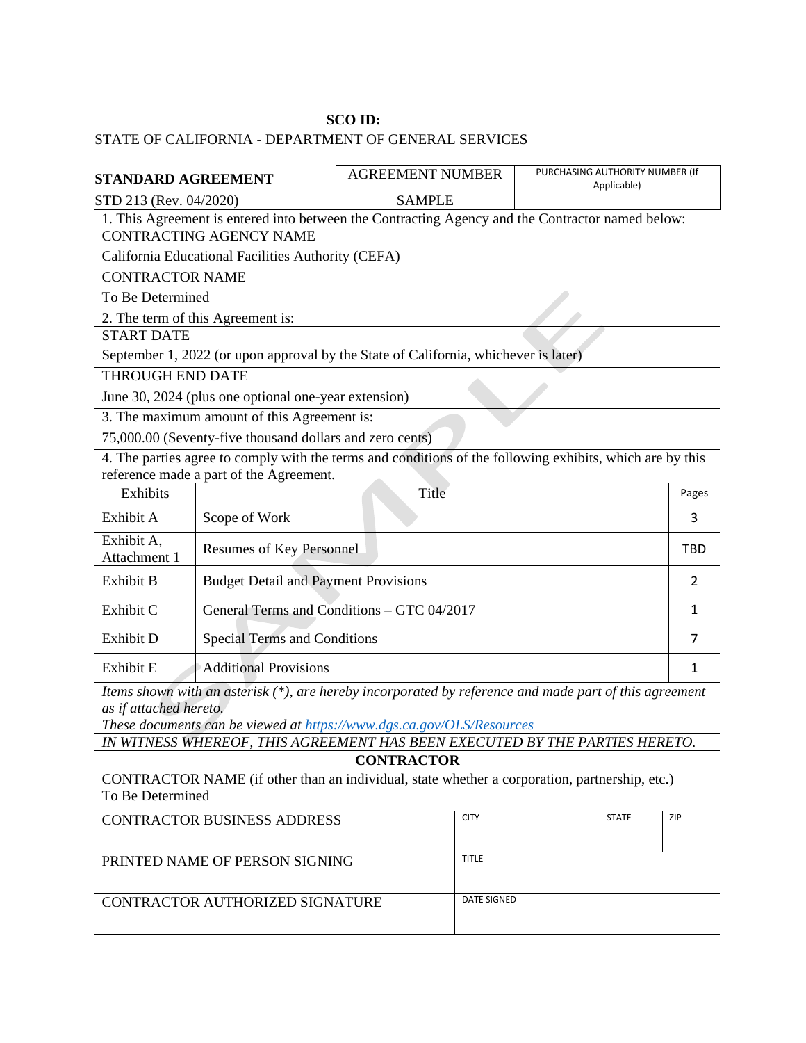**SCO ID:**

STATE OF CALIFORNIA - DEPARTMENT OF GENERAL SERVICES

| **STANDARD AGREEMENT** | AGREEMENT NUMBER | PURCHASING AUTHORITY NUMBER (If Applicable) |
|---|---|---|
| STD 213 (Rev. 04/2020) | SAMPLE | |

1. This Agreement is entered into between the Contracting Agency and the Contractor named below:

CONTRACTING AGENCY NAME

California Educational Facilities Authority (CEFA)

CONTRACTOR NAME

To Be Determined

2. The term of this Agreement is:

START DATE

September 1, 2022 (or upon approval by the State of California, whichever is later)

THROUGH END DATE

June 30, 2024 (plus one optional one-year extension)

3. The maximum amount of this Agreement is:

75,000.00 (Seventy-five thousand dollars and zero cents)

4. The parties agree to comply with the terms and conditions of the following exhibits, which are by this reference made a part of the Agreement.

| Exhibits | Title | Pages |
|---|---|---|
| Exhibit A | Scope of Work | 3 |
| Exhibit A, Attachment 1 | Resumes of Key Personnel | TBD |
| Exhibit B | Budget Detail and Payment Provisions | 2 |
| Exhibit C | General Terms and Conditions – GTC 04/2017 | 1 |
| Exhibit D | Special Terms and Conditions | 7 |
| Exhibit E | Additional Provisions | 1 |

*Items shown with an asterisk (*), are hereby incorporated by reference and made part of this agreement as if attached hereto.*

*These documents can be viewed at https://www.dgs.ca.gov/OLS/Resources*

*IN WITNESS WHEREOF, THIS AGREEMENT HAS BEEN EXECUTED BY THE PARTIES HERETO.*

**CONTRACTOR**

CONTRACTOR NAME (if other than an individual, state whether a corporation, partnership, etc.)
To Be Determined

| CONTRACTOR BUSINESS ADDRESS | CITY | STATE | ZIP |
|---|---|---|---|
| PRINTED NAME OF PERSON SIGNING | TITLE | | |
| CONTRACTOR AUTHORIZED SIGNATURE | DATE SIGNED | | |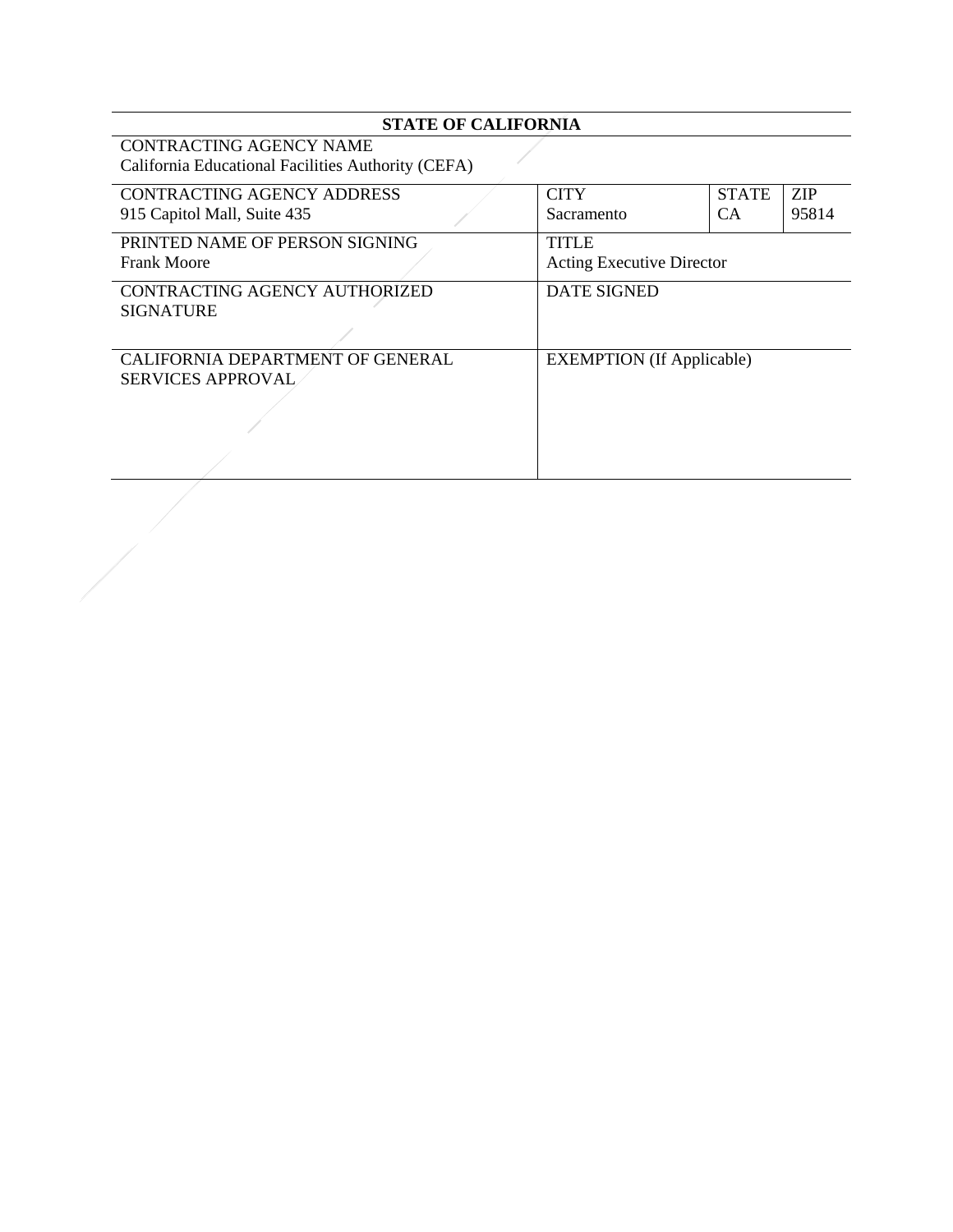| **STATE OF CALIFORNIA** | | | |
|---|---|---|---|
| CONTRACTING AGENCY NAME<br>California Educational Facilities Authority (CEFA) | | | |
| CONTRACTING AGENCY ADDRESS<br>915 Capitol Mall, Suite 435 | CITY<br>Sacramento | STATE<br>CA | ZIP<br>95814 |
| PRINTED NAME OF PERSON SIGNING<br>Frank Moore | TITLE<br>Acting Executive Director | | |
| CONTRACTING AGENCY AUTHORIZED SIGNATURE | DATE SIGNED | | |
| CALIFORNIA DEPARTMENT OF GENERAL SERVICES APPROVAL | EXEMPTION (If Applicable) | | |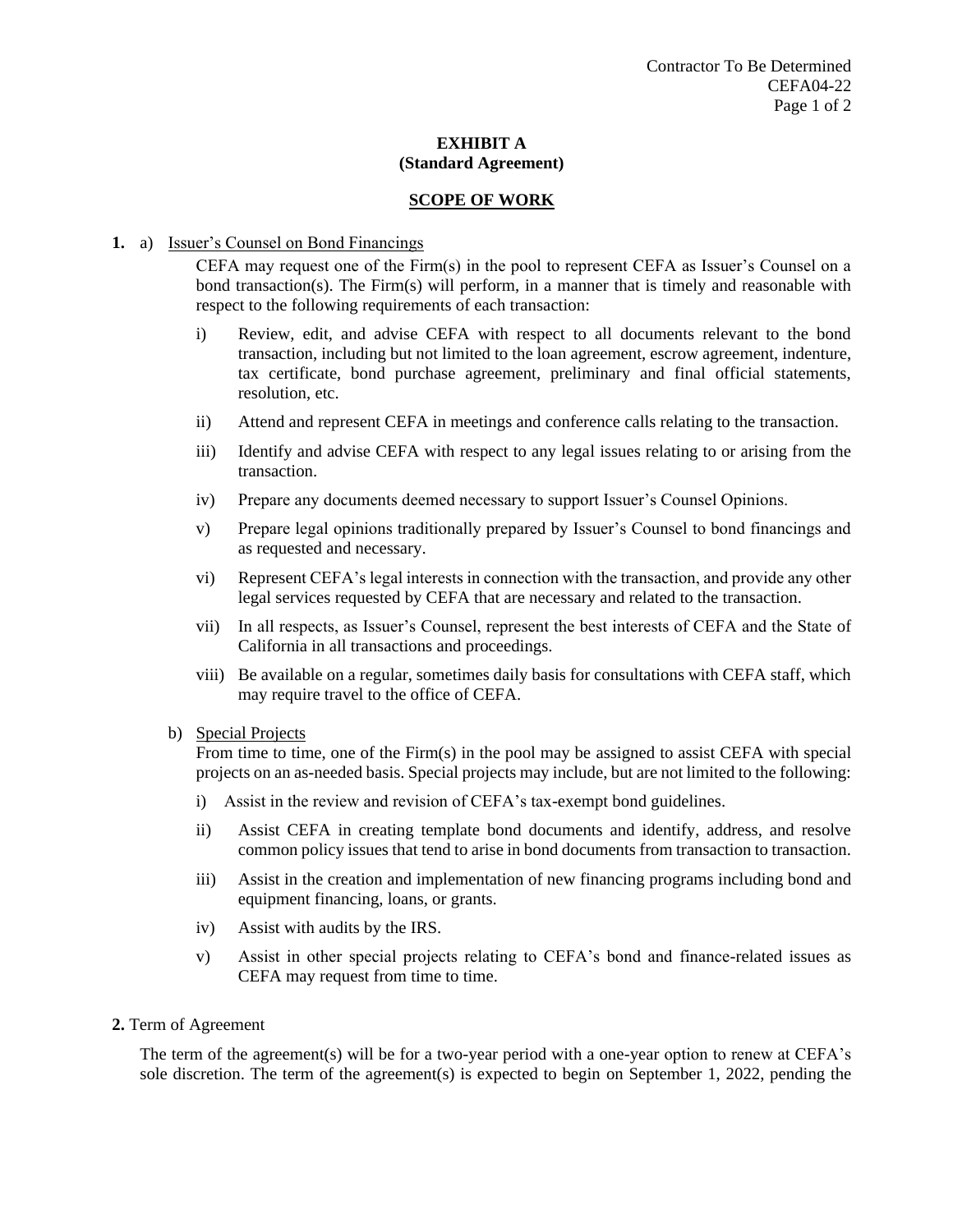Contractor To Be Determined
CEFA04-22

**EXHIBIT A**
**(Standard Agreement)**

## SCOPE OF WORK

**1.** a) Issuer's Counsel on Bond Financings

CEFA may request one of the Firm(s) in the pool to represent CEFA as Issuer's Counsel on a bond transaction(s). The Firm(s) will perform, in a manner that is timely and reasonable with respect to the following requirements of each transaction:

- i) Review, edit, and advise CEFA with respect to all documents relevant to the bond transaction, including but not limited to the loan agreement, escrow agreement, indenture, tax certificate, bond purchase agreement, preliminary and final official statements, resolution, etc.
- ii) Attend and represent CEFA in meetings and conference calls relating to the transaction.
- iii) Identify and advise CEFA with respect to any legal issues relating to or arising from the transaction.
- iv) Prepare any documents deemed necessary to support Issuer's Counsel Opinions.
- v) Prepare legal opinions traditionally prepared by Issuer's Counsel to bond financings and as requested and necessary.
- vi) Represent CEFA's legal interests in connection with the transaction, and provide any other legal services requested by CEFA that are necessary and related to the transaction.
- vii) In all respects, as Issuer's Counsel, represent the best interests of CEFA and the State of California in all transactions and proceedings.
- viii) Be available on a regular, sometimes daily basis for consultations with CEFA staff, which may require travel to the office of CEFA.

b) Special Projects

From time to time, one of the Firm(s) in the pool may be assigned to assist CEFA with special projects on an as-needed basis. Special projects may include, but are not limited to the following:

- i) Assist in the review and revision of CEFA's tax-exempt bond guidelines.
- ii) Assist CEFA in creating template bond documents and identify, address, and resolve common policy issues that tend to arise in bond documents from transaction to transaction.
- iii) Assist in the creation and implementation of new financing programs including bond and equipment financing, loans, or grants.
- iv) Assist with audits by the IRS.
- v) Assist in other special projects relating to CEFA's bond and finance-related issues as CEFA may request from time to time.

**2.** Term of Agreement

The term of the agreement(s) will be for a two-year period with a one-year option to renew at CEFA's sole discretion. The term of the agreement(s) is expected to begin on September 1, 2022, pending the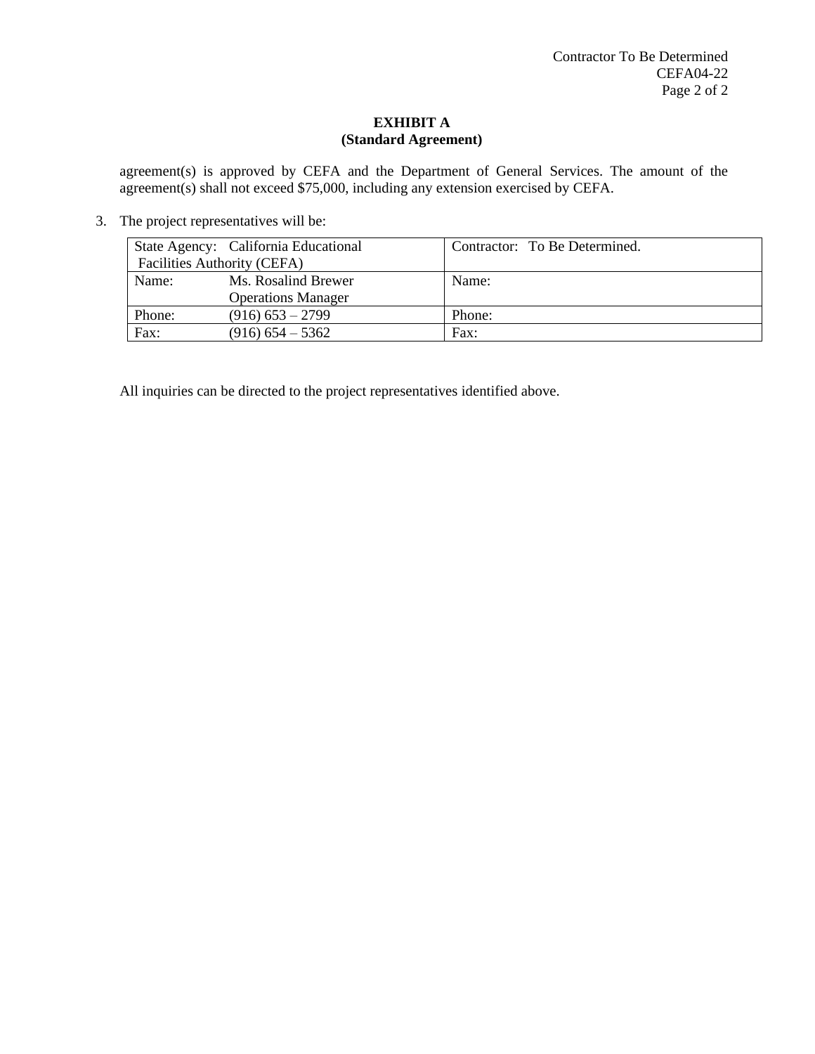**EXHIBIT A**
**(Standard Agreement)**

agreement(s) is approved by CEFA and the Department of General Services. The amount of the agreement(s) shall not exceed $75,000, including any extension exercised by CEFA.

3. The project representatives will be:

| State Agency: California Educational Facilities Authority (CEFA) | Contractor: To Be Determined. |
|---|---|
| Name: Ms. Rosalind Brewer, Operations Manager | Name: |
| Phone: (916) 653 – 2799 | Phone: |
| Fax: (916) 654 – 5362 | Fax: |

All inquiries can be directed to the project representatives identified above.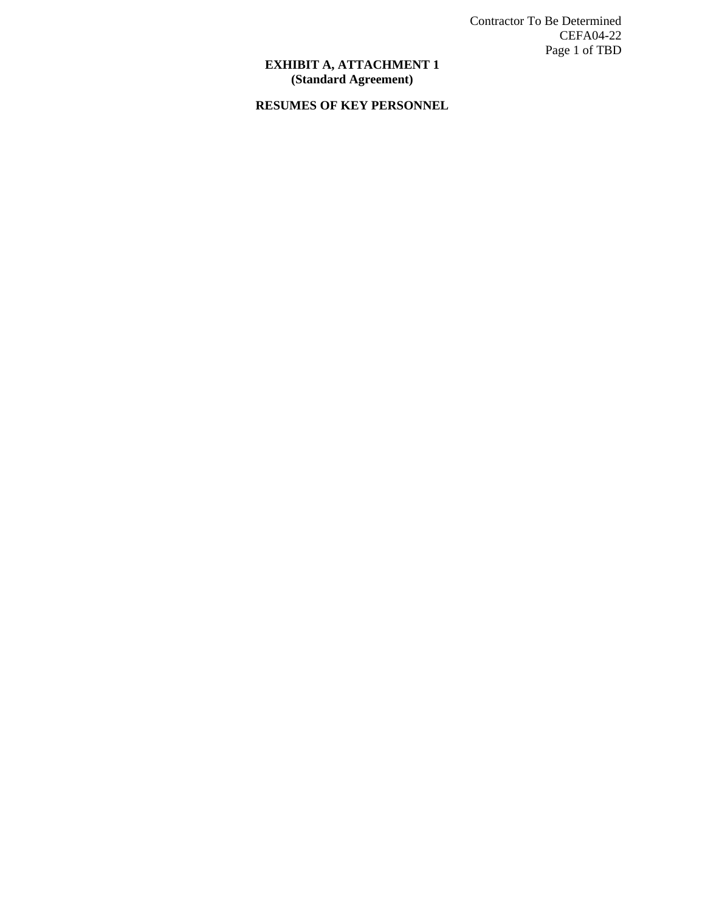**EXHIBIT A, ATTACHMENT 1**
**(Standard Agreement)**

**RESUMES OF KEY PERSONNEL**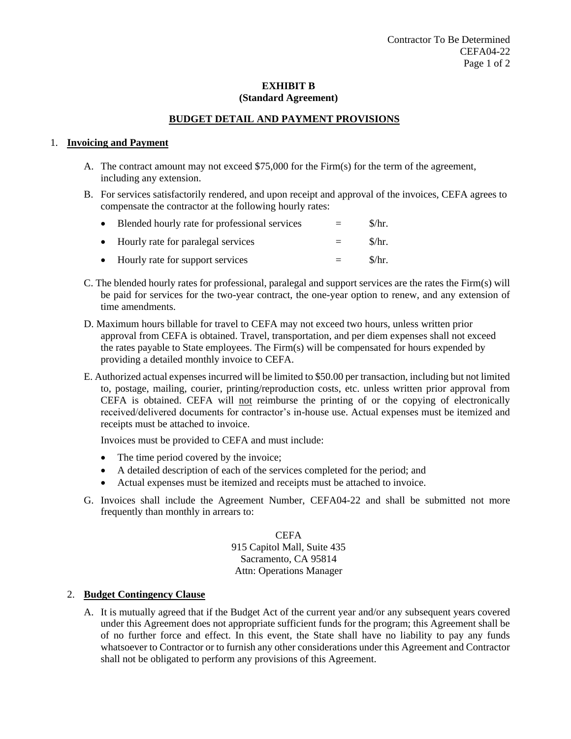**EXHIBIT B**
**(Standard Agreement)**

**BUDGET DETAIL AND PAYMENT PROVISIONS**

1. **Invoicing and Payment**

   A. The contract amount may not exceed $75,000 for the Firm(s) for the term of the agreement, including any extension.

   B. For services satisfactorily rendered, and upon receipt and approval of the invoices, CEFA agrees to compensate the contractor at the following hourly rates:

   - Blended hourly rate for professional services = $/hr.
   - Hourly rate for paralegal services = $/hr.
   - Hourly rate for support services = $/hr.

   C. The blended hourly rates for professional, paralegal and support services are the rates the Firm(s) will be paid for services for the two-year contract, the one-year option to renew, and any extension of time amendments.

   D. Maximum hours billable for travel to CEFA may not exceed two hours, unless written prior approval from CEFA is obtained. Travel, transportation, and per diem expenses shall not exceed the rates payable to State employees. The Firm(s) will be compensated for hours expended by providing a detailed monthly invoice to CEFA.

   E. Authorized actual expenses incurred will be limited to $50.00 per transaction, including but not limited to, postage, mailing, courier, printing/reproduction costs, etc. unless written prior approval from CEFA is obtained. CEFA will <u>not</u> reimburse the printing of or the copying of electronically received/delivered documents for contractor's in-house use. Actual expenses must be itemized and receipts must be attached to invoice.

   Invoices must be provided to CEFA and must include:

   - The time period covered by the invoice;
   - A detailed description of each of the services completed for the period; and
   - Actual expenses must be itemized and receipts must be attached to invoice.

   G. Invoices shall include the Agreement Number, CEFA04-22 and shall be submitted not more frequently than monthly in arrears to:

   CEFA
   915 Capitol Mall, Suite 435
   Sacramento, CA 95814
   Attn: Operations Manager

2. **Budget Contingency Clause**

   A. It is mutually agreed that if the Budget Act of the current year and/or any subsequent years covered under this Agreement does not appropriate sufficient funds for the program; this Agreement shall be of no further force and effect. In this event, the State shall have no liability to pay any funds whatsoever to Contractor or to furnish any other considerations under this Agreement and Contractor shall not be obligated to perform any provisions of this Agreement.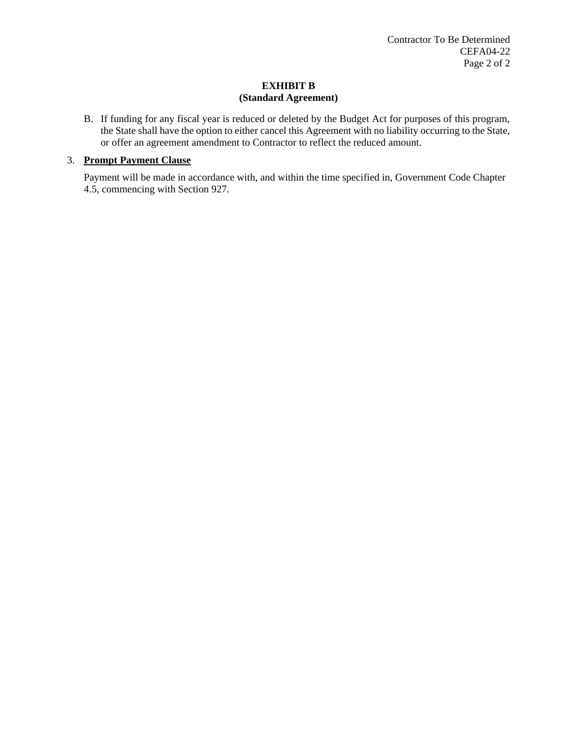**EXHIBIT B**
**(Standard Agreement)**

B. If funding for any fiscal year is reduced or deleted by the Budget Act for purposes of this program, the State shall have the option to either cancel this Agreement with no liability occurring to the State, or offer an agreement amendment to Contractor to reflect the reduced amount.

3. **Prompt Payment Clause**

   Payment will be made in accordance with, and within the time specified in, Government Code Chapter 4.5, commencing with Section 927.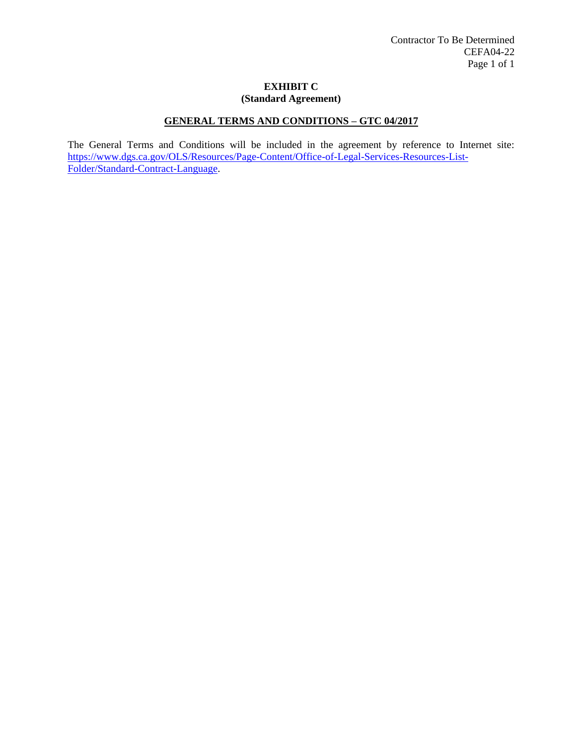# EXHIBIT C
## (Standard Agreement)

### GENERAL TERMS AND CONDITIONS – GTC 04/2017

The General Terms and Conditions will be included in the agreement by reference to Internet site: https://www.dgs.ca.gov/OLS/Resources/Page-Content/Office-of-Legal-Services-Resources-List-Folder/Standard-Contract-Language.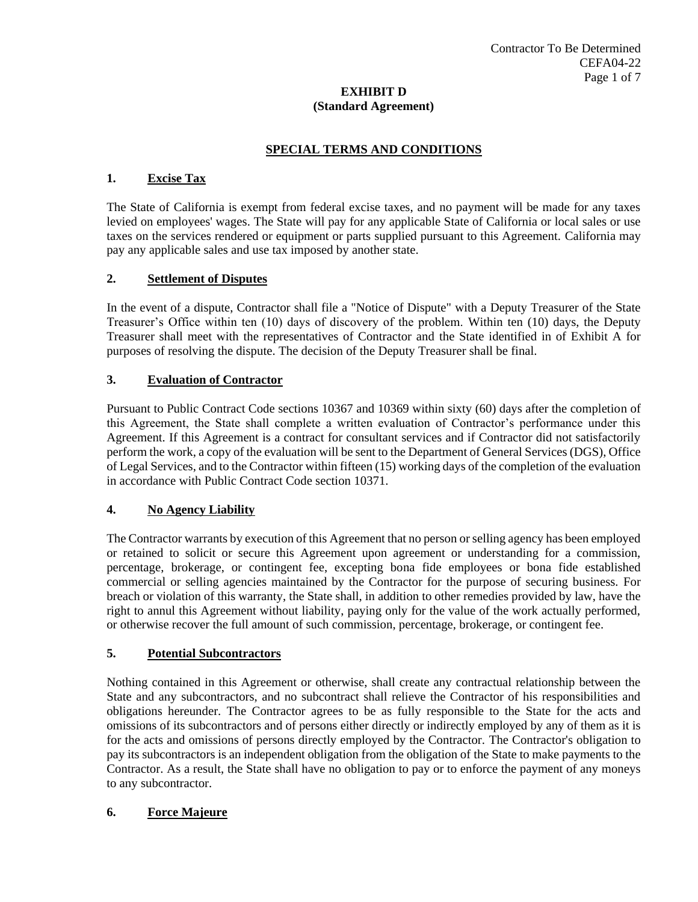# EXHIBIT D
## (Standard Agreement)

## SPECIAL TERMS AND CONDITIONS

### 1. Excise Tax

The State of California is exempt from federal excise taxes, and no payment will be made for any taxes levied on employees' wages. The State will pay for any applicable State of California or local sales or use taxes on the services rendered or equipment or parts supplied pursuant to this Agreement. California may pay any applicable sales and use tax imposed by another state.

### 2. Settlement of Disputes

In the event of a dispute, Contractor shall file a "Notice of Dispute" with a Deputy Treasurer of the State Treasurer's Office within ten (10) days of discovery of the problem. Within ten (10) days, the Deputy Treasurer shall meet with the representatives of Contractor and the State identified in of Exhibit A for purposes of resolving the dispute. The decision of the Deputy Treasurer shall be final.

### 3. Evaluation of Contractor

Pursuant to Public Contract Code sections 10367 and 10369 within sixty (60) days after the completion of this Agreement, the State shall complete a written evaluation of Contractor's performance under this Agreement. If this Agreement is a contract for consultant services and if Contractor did not satisfactorily perform the work, a copy of the evaluation will be sent to the Department of General Services (DGS), Office of Legal Services, and to the Contractor within fifteen (15) working days of the completion of the evaluation in accordance with Public Contract Code section 10371.

### 4. No Agency Liability

The Contractor warrants by execution of this Agreement that no person or selling agency has been employed or retained to solicit or secure this Agreement upon agreement or understanding for a commission, percentage, brokerage, or contingent fee, excepting bona fide employees or bona fide established commercial or selling agencies maintained by the Contractor for the purpose of securing business. For breach or violation of this warranty, the State shall, in addition to other remedies provided by law, have the right to annul this Agreement without liability, paying only for the value of the work actually performed, or otherwise recover the full amount of such commission, percentage, brokerage, or contingent fee.

### 5. Potential Subcontractors

Nothing contained in this Agreement or otherwise, shall create any contractual relationship between the State and any subcontractors, and no subcontract shall relieve the Contractor of his responsibilities and obligations hereunder. The Contractor agrees to be as fully responsible to the State for the acts and omissions of its subcontractors and of persons either directly or indirectly employed by any of them as it is for the acts and omissions of persons directly employed by the Contractor. The Contractor's obligation to pay its subcontractors is an independent obligation from the obligation of the State to make payments to the Contractor. As a result, the State shall have no obligation to pay or to enforce the payment of any moneys to any subcontractor.

### 6. Force Majeure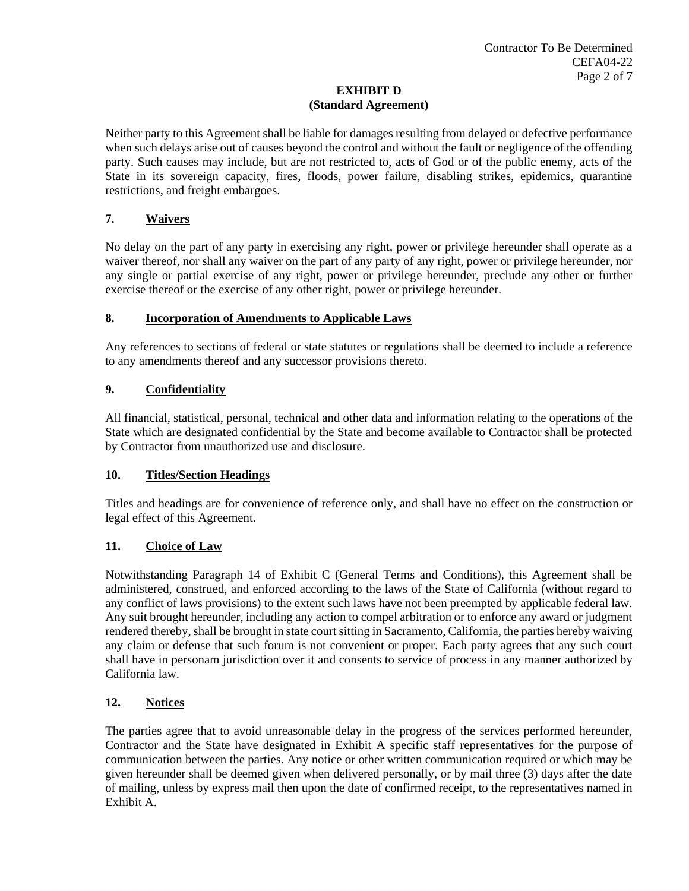## EXHIBIT D
## (Standard Agreement)

Neither party to this Agreement shall be liable for damages resulting from delayed or defective performance when such delays arise out of causes beyond the control and without the fault or negligence of the offending party. Such causes may include, but are not restricted to, acts of God or of the public enemy, acts of the State in its sovereign capacity, fires, floods, power failure, disabling strikes, epidemics, quarantine restrictions, and freight embargoes.

### 7. Waivers

No delay on the part of any party in exercising any right, power or privilege hereunder shall operate as a waiver thereof, nor shall any waiver on the part of any party of any right, power or privilege hereunder, nor any single or partial exercise of any right, power or privilege hereunder, preclude any other or further exercise thereof or the exercise of any other right, power or privilege hereunder.

### 8. Incorporation of Amendments to Applicable Laws

Any references to sections of federal or state statutes or regulations shall be deemed to include a reference to any amendments thereof and any successor provisions thereto.

### 9. Confidentiality

All financial, statistical, personal, technical and other data and information relating to the operations of the State which are designated confidential by the State and become available to Contractor shall be protected by Contractor from unauthorized use and disclosure.

### 10. Titles/Section Headings

Titles and headings are for convenience of reference only, and shall have no effect on the construction or legal effect of this Agreement.

### 11. Choice of Law

Notwithstanding Paragraph 14 of Exhibit C (General Terms and Conditions), this Agreement shall be administered, construed, and enforced according to the laws of the State of California (without regard to any conflict of laws provisions) to the extent such laws have not been preempted by applicable federal law. Any suit brought hereunder, including any action to compel arbitration or to enforce any award or judgment rendered thereby, shall be brought in state court sitting in Sacramento, California, the parties hereby waiving any claim or defense that such forum is not convenient or proper. Each party agrees that any such court shall have in personam jurisdiction over it and consents to service of process in any manner authorized by California law.

### 12. Notices

The parties agree that to avoid unreasonable delay in the progress of the services performed hereunder, Contractor and the State have designated in Exhibit A specific staff representatives for the purpose of communication between the parties. Any notice or other written communication required or which may be given hereunder shall be deemed given when delivered personally, or by mail three (3) days after the date of mailing, unless by express mail then upon the date of confirmed receipt, to the representatives named in Exhibit A.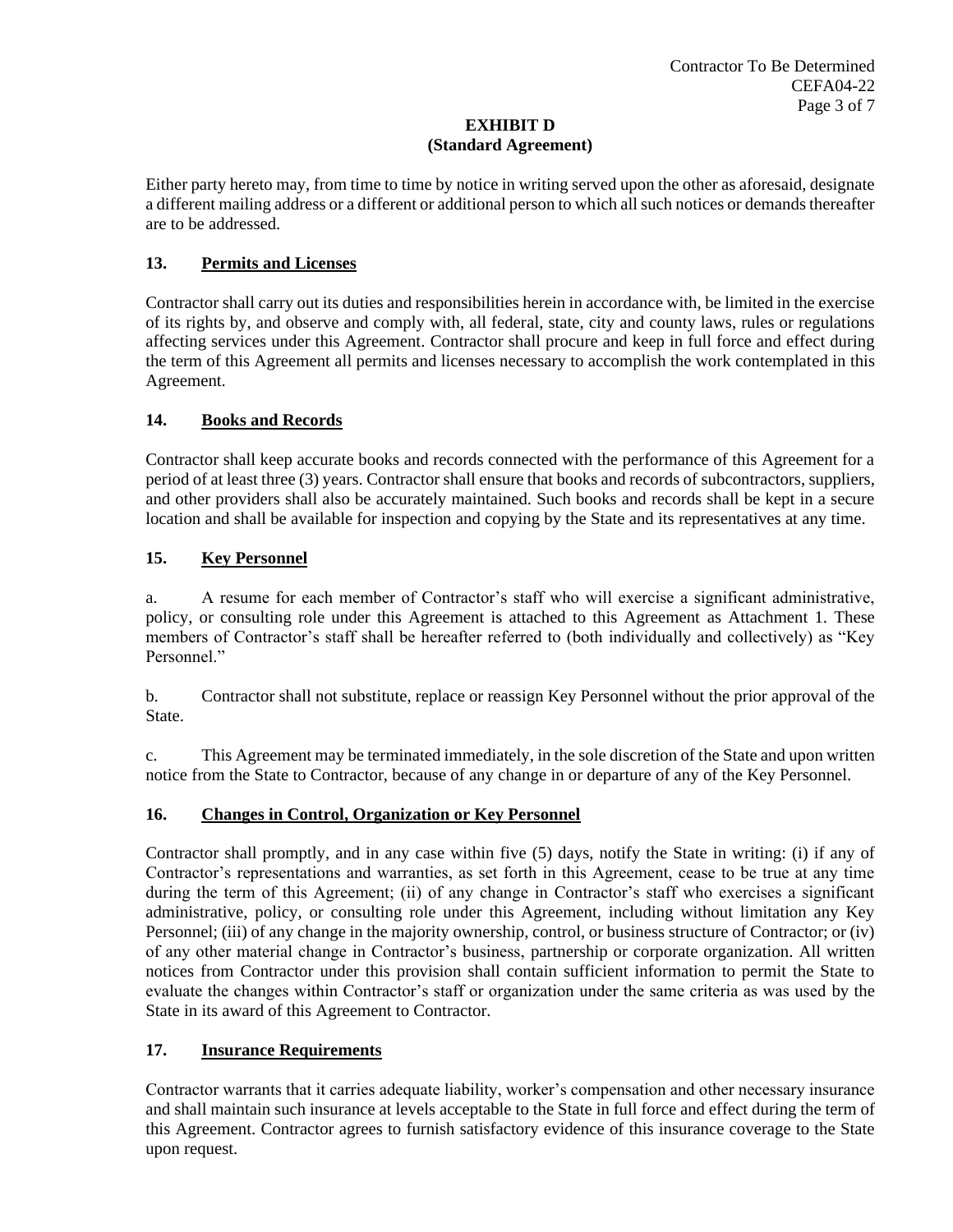# EXHIBIT D
## (Standard Agreement)

Either party hereto may, from time to time by notice in writing served upon the other as aforesaid, designate a different mailing address or a different or additional person to which all such notices or demands thereafter are to be addressed.

### 13. Permits and Licenses

Contractor shall carry out its duties and responsibilities herein in accordance with, be limited in the exercise of its rights by, and observe and comply with, all federal, state, city and county laws, rules or regulations affecting services under this Agreement. Contractor shall procure and keep in full force and effect during the term of this Agreement all permits and licenses necessary to accomplish the work contemplated in this Agreement.

### 14. Books and Records

Contractor shall keep accurate books and records connected with the performance of this Agreement for a period of at least three (3) years. Contractor shall ensure that books and records of subcontractors, suppliers, and other providers shall also be accurately maintained. Such books and records shall be kept in a secure location and shall be available for inspection and copying by the State and its representatives at any time.

### 15. Key Personnel

a. A resume for each member of Contractor's staff who will exercise a significant administrative, policy, or consulting role under this Agreement is attached to this Agreement as Attachment 1. These members of Contractor's staff shall be hereafter referred to (both individually and collectively) as "Key Personnel."

b. Contractor shall not substitute, replace or reassign Key Personnel without the prior approval of the State.

c. This Agreement may be terminated immediately, in the sole discretion of the State and upon written notice from the State to Contractor, because of any change in or departure of any of the Key Personnel.

### 16. Changes in Control, Organization or Key Personnel

Contractor shall promptly, and in any case within five (5) days, notify the State in writing: (i) if any of Contractor's representations and warranties, as set forth in this Agreement, cease to be true at any time during the term of this Agreement; (ii) of any change in Contractor's staff who exercises a significant administrative, policy, or consulting role under this Agreement, including without limitation any Key Personnel; (iii) of any change in the majority ownership, control, or business structure of Contractor; or (iv) of any other material change in Contractor's business, partnership or corporate organization. All written notices from Contractor under this provision shall contain sufficient information to permit the State to evaluate the changes within Contractor's staff or organization under the same criteria as was used by the State in its award of this Agreement to Contractor.

### 17. Insurance Requirements

Contractor warrants that it carries adequate liability, worker's compensation and other necessary insurance and shall maintain such insurance at levels acceptable to the State in full force and effect during the term of this Agreement. Contractor agrees to furnish satisfactory evidence of this insurance coverage to the State upon request.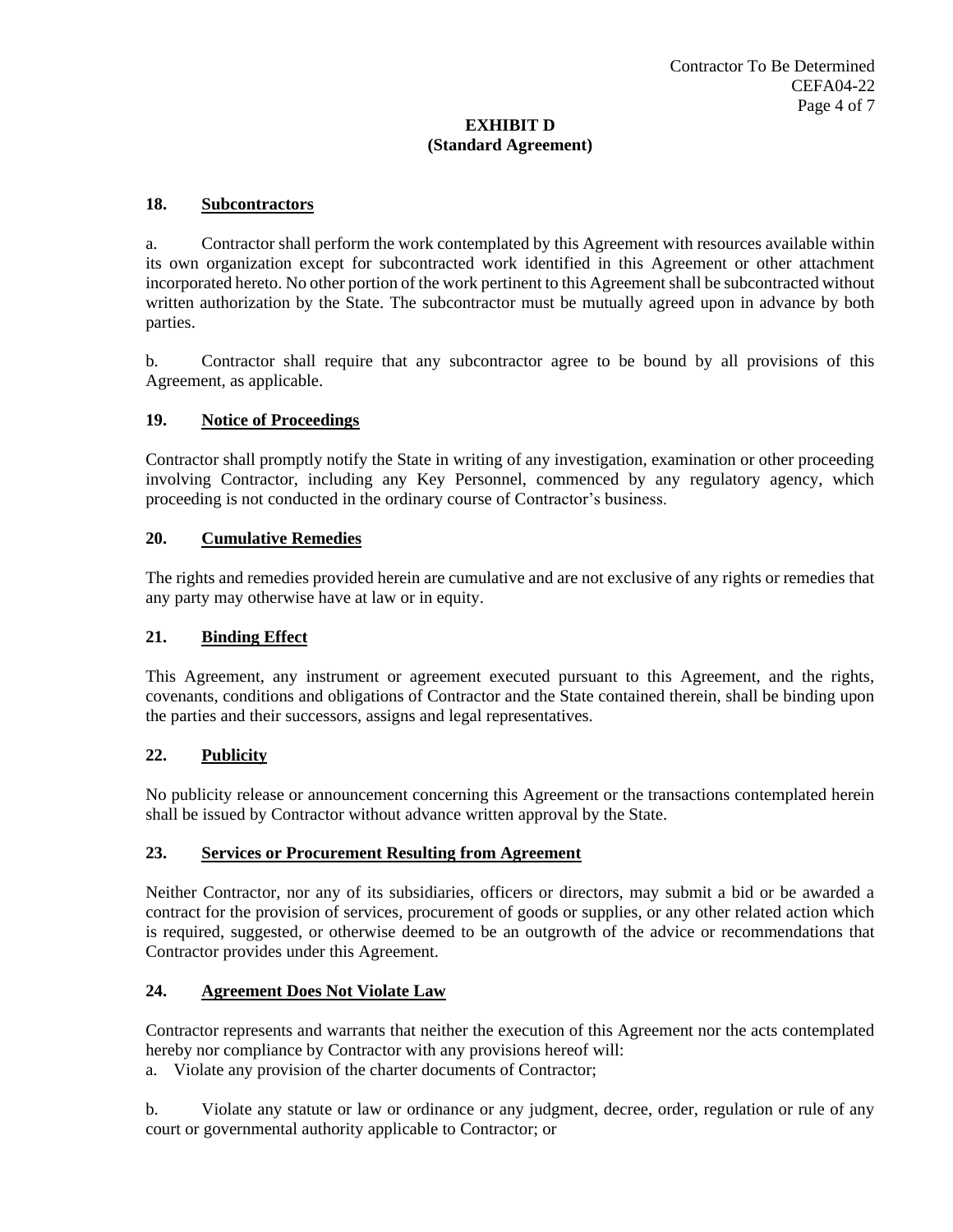**EXHIBIT D**
**(Standard Agreement)**

### 18. Subcontractors

a. Contractor shall perform the work contemplated by this Agreement with resources available within its own organization except for subcontracted work identified in this Agreement or other attachment incorporated hereto. No other portion of the work pertinent to this Agreement shall be subcontracted without written authorization by the State. The subcontractor must be mutually agreed upon in advance by both parties.

b. Contractor shall require that any subcontractor agree to be bound by all provisions of this Agreement, as applicable.

### 19. Notice of Proceedings

Contractor shall promptly notify the State in writing of any investigation, examination or other proceeding involving Contractor, including any Key Personnel, commenced by any regulatory agency, which proceeding is not conducted in the ordinary course of Contractor's business.

### 20. Cumulative Remedies

The rights and remedies provided herein are cumulative and are not exclusive of any rights or remedies that any party may otherwise have at law or in equity.

### 21. Binding Effect

This Agreement, any instrument or agreement executed pursuant to this Agreement, and the rights, covenants, conditions and obligations of Contractor and the State contained therein, shall be binding upon the parties and their successors, assigns and legal representatives.

### 22. Publicity

No publicity release or announcement concerning this Agreement or the transactions contemplated herein shall be issued by Contractor without advance written approval by the State.

### 23. Services or Procurement Resulting from Agreement

Neither Contractor, nor any of its subsidiaries, officers or directors, may submit a bid or be awarded a contract for the provision of services, procurement of goods or supplies, or any other related action which is required, suggested, or otherwise deemed to be an outgrowth of the advice or recommendations that Contractor provides under this Agreement.

### 24. Agreement Does Not Violate Law

Contractor represents and warrants that neither the execution of this Agreement nor the acts contemplated hereby nor compliance by Contractor with any provisions hereof will:

a. Violate any provision of the charter documents of Contractor;

b. Violate any statute or law or ordinance or any judgment, decree, order, regulation or rule of any court or governmental authority applicable to Contractor; or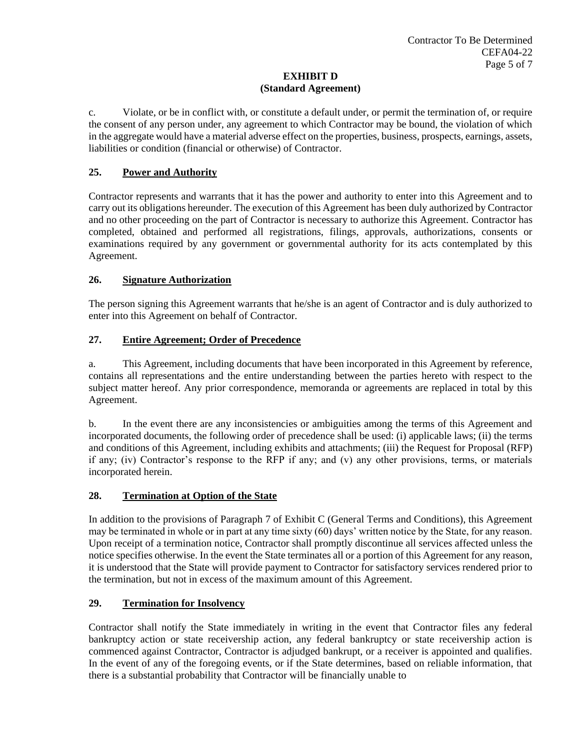**EXHIBIT D**
**(Standard Agreement)**

c. Violate, or be in conflict with, or constitute a default under, or permit the termination of, or require the consent of any person under, any agreement to which Contractor may be bound, the violation of which in the aggregate would have a material adverse effect on the properties, business, prospects, earnings, assets, liabilities or condition (financial or otherwise) of Contractor.

## 25. Power and Authority

Contractor represents and warrants that it has the power and authority to enter into this Agreement and to carry out its obligations hereunder. The execution of this Agreement has been duly authorized by Contractor and no other proceeding on the part of Contractor is necessary to authorize this Agreement. Contractor has completed, obtained and performed all registrations, filings, approvals, authorizations, consents or examinations required by any government or governmental authority for its acts contemplated by this Agreement.

## 26. Signature Authorization

The person signing this Agreement warrants that he/she is an agent of Contractor and is duly authorized to enter into this Agreement on behalf of Contractor.

## 27. Entire Agreement; Order of Precedence

a. This Agreement, including documents that have been incorporated in this Agreement by reference, contains all representations and the entire understanding between the parties hereto with respect to the subject matter hereof. Any prior correspondence, memoranda or agreements are replaced in total by this Agreement.

b. In the event there are any inconsistencies or ambiguities among the terms of this Agreement and incorporated documents, the following order of precedence shall be used: (i) applicable laws; (ii) the terms and conditions of this Agreement, including exhibits and attachments; (iii) the Request for Proposal (RFP) if any; (iv) Contractor's response to the RFP if any; and (v) any other provisions, terms, or materials incorporated herein.

## 28. Termination at Option of the State

In addition to the provisions of Paragraph 7 of Exhibit C (General Terms and Conditions), this Agreement may be terminated in whole or in part at any time sixty (60) days' written notice by the State, for any reason. Upon receipt of a termination notice, Contractor shall promptly discontinue all services affected unless the notice specifies otherwise. In the event the State terminates all or a portion of this Agreement for any reason, it is understood that the State will provide payment to Contractor for satisfactory services rendered prior to the termination, but not in excess of the maximum amount of this Agreement.

## 29. Termination for Insolvency

Contractor shall notify the State immediately in writing in the event that Contractor files any federal bankruptcy action or state receivership action, any federal bankruptcy or state receivership action is commenced against Contractor, Contractor is adjudged bankrupt, or a receiver is appointed and qualifies. In the event of any of the foregoing events, or if the State determines, based on reliable information, that there is a substantial probability that Contractor will be financially unable to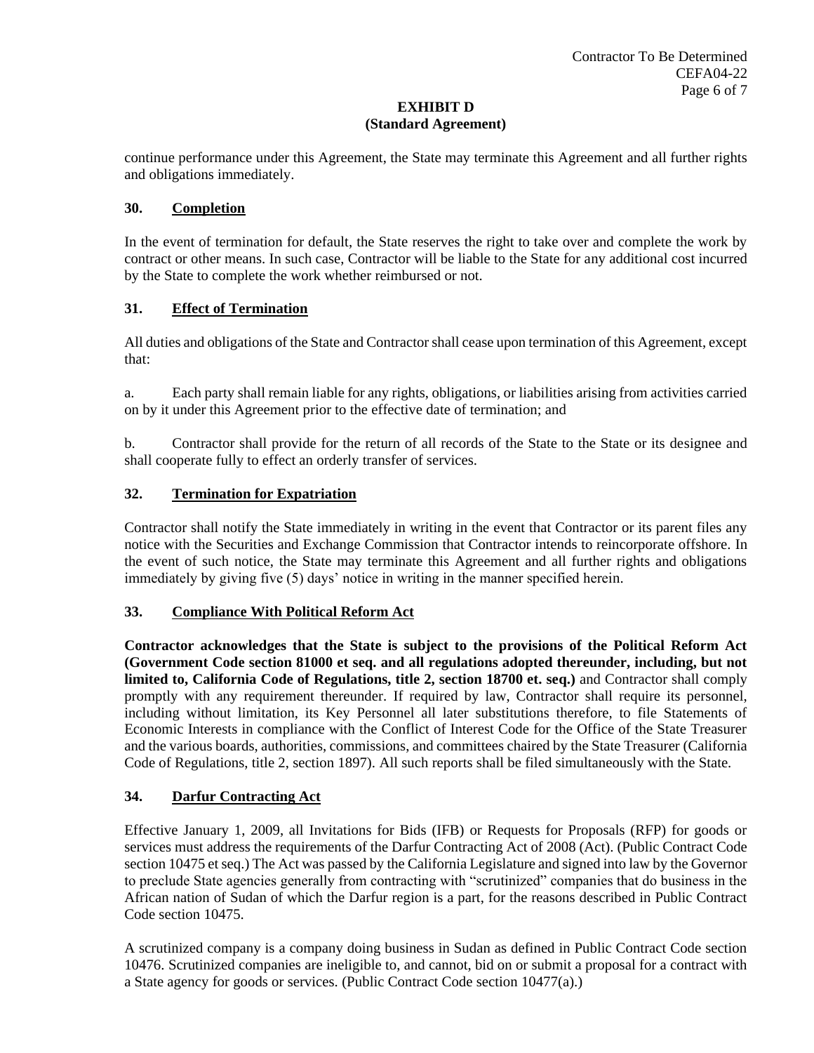## EXHIBIT D
## (Standard Agreement)

continue performance under this Agreement, the State may terminate this Agreement and all further rights and obligations immediately.

### 30. Completion

In the event of termination for default, the State reserves the right to take over and complete the work by contract or other means. In such case, Contractor will be liable to the State for any additional cost incurred by the State to complete the work whether reimbursed or not.

### 31. Effect of Termination

All duties and obligations of the State and Contractor shall cease upon termination of this Agreement, except that:

a. Each party shall remain liable for any rights, obligations, or liabilities arising from activities carried on by it under this Agreement prior to the effective date of termination; and

b. Contractor shall provide for the return of all records of the State to the State or its designee and shall cooperate fully to effect an orderly transfer of services.

### 32. Termination for Expatriation

Contractor shall notify the State immediately in writing in the event that Contractor or its parent files any notice with the Securities and Exchange Commission that Contractor intends to reincorporate offshore. In the event of such notice, the State may terminate this Agreement and all further rights and obligations immediately by giving five (5) days' notice in writing in the manner specified herein.

### 33. Compliance With Political Reform Act

**Contractor acknowledges that the State is subject to the provisions of the Political Reform Act (Government Code section 81000 et seq. and all regulations adopted thereunder, including, but not limited to, California Code of Regulations, title 2, section 18700 et. seq.)** and Contractor shall comply promptly with any requirement thereunder. If required by law, Contractor shall require its personnel, including without limitation, its Key Personnel all later substitutions therefore, to file Statements of Economic Interests in compliance with the Conflict of Interest Code for the Office of the State Treasurer and the various boards, authorities, commissions, and committees chaired by the State Treasurer (California Code of Regulations, title 2, section 1897). All such reports shall be filed simultaneously with the State.

### 34. Darfur Contracting Act

Effective January 1, 2009, all Invitations for Bids (IFB) or Requests for Proposals (RFP) for goods or services must address the requirements of the Darfur Contracting Act of 2008 (Act). (Public Contract Code section 10475 et seq.) The Act was passed by the California Legislature and signed into law by the Governor to preclude State agencies generally from contracting with "scrutinized" companies that do business in the African nation of Sudan of which the Darfur region is a part, for the reasons described in Public Contract Code section 10475.

A scrutinized company is a company doing business in Sudan as defined in Public Contract Code section 10476. Scrutinized companies are ineligible to, and cannot, bid on or submit a proposal for a contract with a State agency for goods or services. (Public Contract Code section 10477(a).)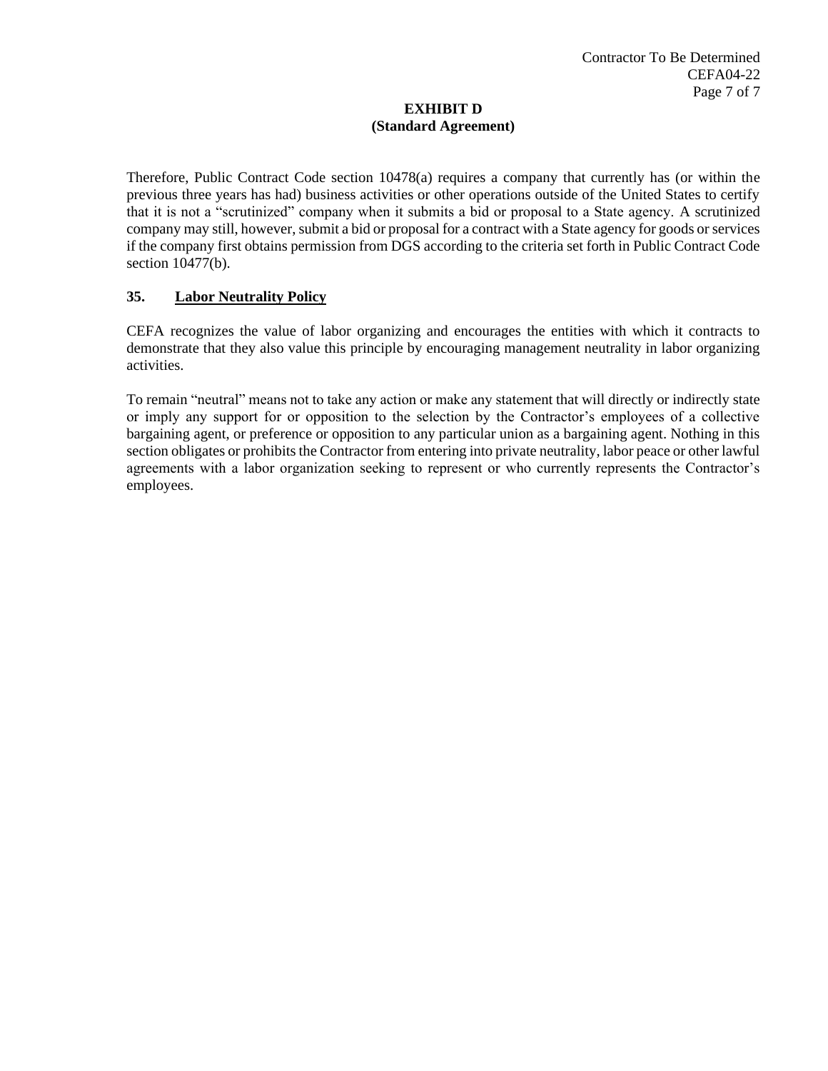Therefore, Public Contract Code section 10478(a) requires a company that currently has (or within the previous three years has had) business activities or other operations outside of the United States to certify that it is not a "scrutinized" company when it submits a bid or proposal to a State agency. A scrutinized company may still, however, submit a bid or proposal for a contract with a State agency for goods or services if the company first obtains permission from DGS according to the criteria set forth in Public Contract Code section 10477(b).

**35. Labor Neutrality Policy**

CEFA recognizes the value of labor organizing and encourages the entities with which it contracts to demonstrate that they also value this principle by encouraging management neutrality in labor organizing activities.

To remain "neutral" means not to take any action or make any statement that will directly or indirectly state or imply any support for or opposition to the selection by the Contractor's employees of a collective bargaining agent, or preference or opposition to any particular union as a bargaining agent. Nothing in this section obligates or prohibits the Contractor from entering into private neutrality, labor peace or other lawful agreements with a labor organization seeking to represent or who currently represents the Contractor's employees.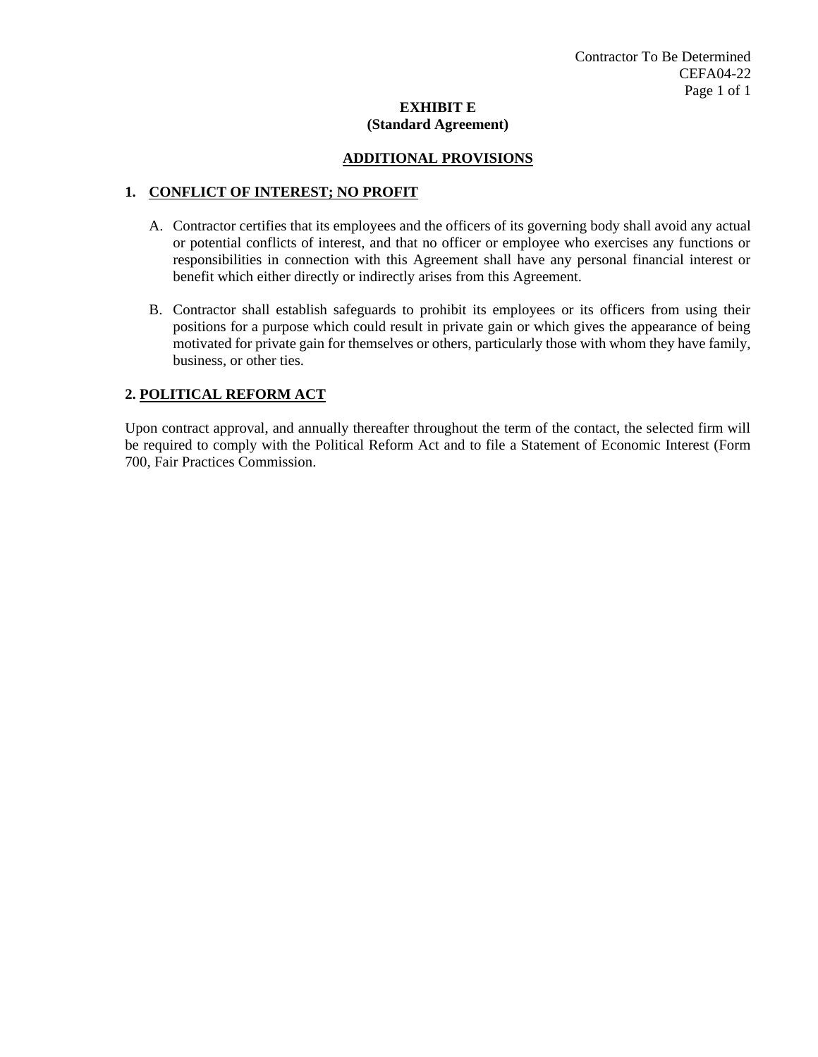**EXHIBIT E**
**(Standard Agreement)**

**ADDITIONAL PROVISIONS**

**1. CONFLICT OF INTEREST; NO PROFIT**

A. Contractor certifies that its employees and the officers of its governing body shall avoid any actual or potential conflicts of interest, and that no officer or employee who exercises any functions or responsibilities in connection with this Agreement shall have any personal financial interest or benefit which either directly or indirectly arises from this Agreement.

B. Contractor shall establish safeguards to prohibit its employees or its officers from using their positions for a purpose which could result in private gain or which gives the appearance of being motivated for private gain for themselves or others, particularly those with whom they have family, business, or other ties.

**2. POLITICAL REFORM ACT**

Upon contract approval, and annually thereafter throughout the term of the contact, the selected firm will be required to comply with the Political Reform Act and to file a Statement of Economic Interest (Form 700, Fair Practices Commission.